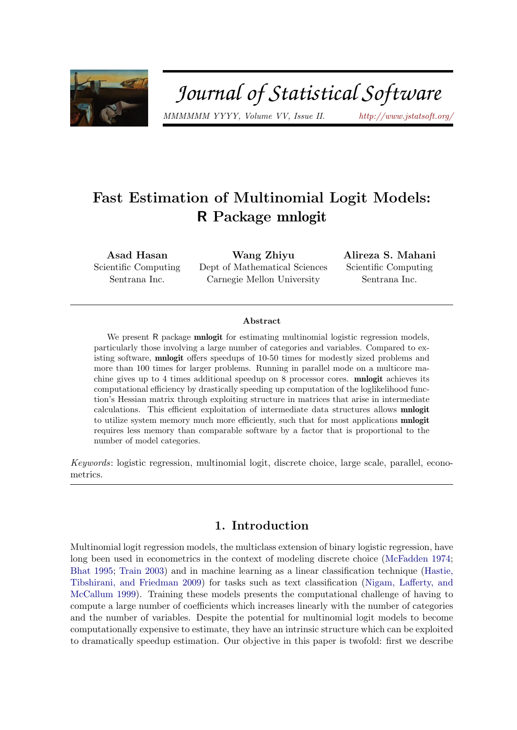# Fast Estimation of Multinomial Logit Models: R Package mnlogit

**Asad Hasan**
Scientific Computing
Sentrana Inc.

**Wang Zhiyu**
Dept of Mathematical Sciences
Carnegie Mellon University

**Alireza S. Mahani**
Scientific Computing
Sentrana Inc.

## Abstract

We present R package **mnlogit** for estimating multinomial logistic regression models, particularly those involving a large number of categories and variables. Compared to existing software, **mnlogit** offers speedups of 10-50 times for modestly sized problems and more than 100 times for larger problems. Running in parallel mode on a multicore machine gives up to 4 times additional speedup on 8 processor cores. **mnlogit** achieves its computational efficiency by drastically speeding up computation of the loglikelihood function's Hessian matrix through exploiting structure in matrices that arise in intermediate calculations. This efficient exploitation of intermediate data structures allows **mnlogit** to utilize system memory much more efficiently, such that for most applications **mnlogit** requires less memory than comparable software by a factor that is proportional to the number of model categories.

*Keywords*: logistic regression, multinomial logit, discrete choice, large scale, parallel, econometrics.

## 1. Introduction

Multinomial logit regression models, the multiclass extension of binary logistic regression, have long been used in econometrics in the context of modeling discrete choice (McFadden 1974; Bhat 1995; Train 2003) and in machine learning as a linear classification technique (Hastie, Tibshirani, and Friedman 2009) for tasks such as text classification (Nigam, Lafferty, and McCallum 1999). Training these models presents the computational challenge of having to compute a large number of coefficients which increases linearly with the number of categories and the number of variables. Despite the potential for multinomial logit models to become computationally expensive to estimate, they have an intrinsic structure which can be exploited to dramatically speedup estimation. Our objective in this paper is twofold: first we describe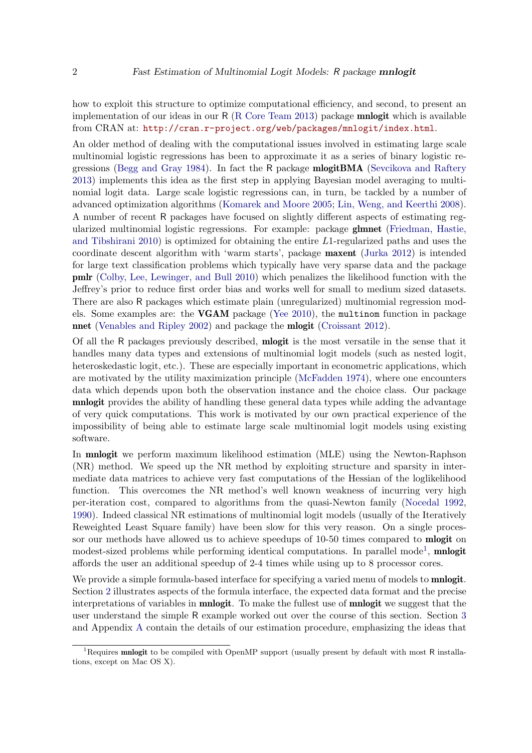how to exploit this structure to optimize computational efficiency, and second, to present an implementation of our ideas in our R (R Core Team 2013) package **mnlogit** which is available from CRAN at: http://cran.r-project.org/web/packages/mnlogit/index.html.

An older method of dealing with the computational issues involved in estimating large scale multinomial logistic regressions has been to approximate it as a series of binary logistic regressions (Begg and Gray 1984). In fact the R package **mlogitBMA** (Sevcikova and Raftery 2013) implements this idea as the first step in applying Bayesian model averaging to multinomial logit data. Large scale logistic regressions can, in turn, be tackled by a number of advanced optimization algorithms (Komarek and Moore 2005; Lin, Weng, and Keerthi 2008). A number of recent R packages have focused on slightly different aspects of estimating regularized multinomial logistic regressions. For example: package **glmnet** (Friedman, Hastie, and Tibshirani 2010) is optimized for obtaining the entire $L1$-regularized paths and uses the coordinate descent algorithm with 'warm starts', package **maxent** (Jurka 2012) is intended for large text classification problems which typically have very sparse data and the package **pmlr** (Colby, Lee, Lewinger, and Bull 2010) which penalizes the likelihood function with the Jeffrey's prior to reduce first order bias and works well for small to medium sized datasets. There are also R packages which estimate plain (unregularized) multinomial regression models. Some examples are: the **VGAM** package (Yee 2010), the `multinom` function in package **nnet** (Venables and Ripley 2002) and package the **mlogit** (Croissant 2012).

Of all the R packages previously described, **mlogit** is the most versatile in the sense that it handles many data types and extensions of multinomial logit models (such as nested logit, heteroskedastic logit, etc.). These are especially important in econometric applications, which are motivated by the utility maximization principle (McFadden 1974), where one encounters data which depends upon both the observation instance and the choice class. Our package **mnlogit** provides the ability of handling these general data types while adding the advantage of very quick computations. This work is motivated by our own practical experience of the impossibility of being able to estimate large scale multinomial logit models using existing software.

In **mnlogit** we perform maximum likelihood estimation (MLE) using the Newton-Raphson (NR) method. We speed up the NR method by exploiting structure and sparsity in intermediate data matrices to achieve very fast computations of the Hessian of the loglikelihood function. This overcomes the NR method's well known weakness of incurring very high per-iteration cost, compared to algorithms from the quasi-Newton family (Nocedal 1992, 1990). Indeed classical NR estimations of multinomial logit models (usually of the Iteratively Reweighted Least Square family) have been slow for this very reason. On a single processor our methods have allowed us to achieve speedups of 10-50 times compared to **mlogit** on modest-sized problems while performing identical computations. In parallel mode[1], **mnlogit** affords the user an additional speedup of 2-4 times while using up to 8 processor cores.

We provide a simple formula-based interface for specifying a varied menu of models to **mnlogit**. Section 2 illustrates aspects of the formula interface, the expected data format and the precise interpretations of variables in **mnlogit**. To make the fullest use of **mnlogit** we suggest that the user understand the simple R example worked out over the course of this section. Section 3 and Appendix A contain the details of our estimation procedure, emphasizing the ideas that

[1] Requires **mnlogit** to be compiled with OpenMP support (usually present by default with most R installations, except on Mac OS X).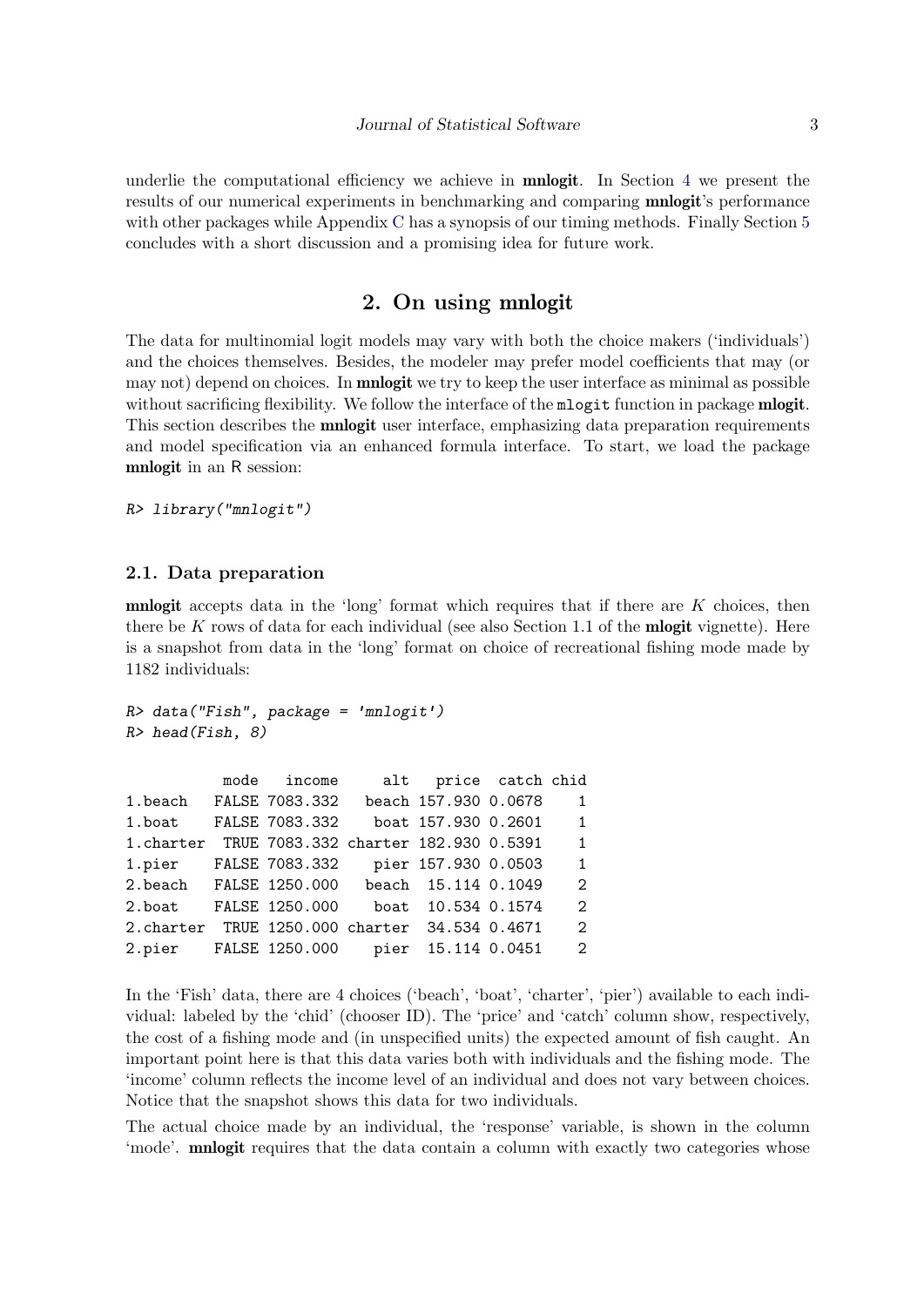underlie the computational efficiency we achieve in **mnlogit**. In Section 4 we present the results of our numerical experiments in benchmarking and comparing **mnlogit**'s performance with other packages while Appendix C has a synopsis of our timing methods. Finally Section 5 concludes with a short discussion and a promising idea for future work.

# 2. On using mnlogit

The data for multinomial logit models may vary with both the choice makers ('individuals') and the choices themselves. Besides, the modeler may prefer model coefficients that may (or may not) depend on choices. In **mnlogit** we try to keep the user interface as minimal as possible without sacrificing flexibility. We follow the interface of the `mlogit` function in package **mlogit**. This section describes the **mnlogit** user interface, emphasizing data preparation requirements and model specification via an enhanced formula interface. To start, we load the package **mnlogit** in an R session:

```
R> library("mnlogit")
```

## 2.1. Data preparation

**mnlogit** accepts data in the 'long' format which requires that if there are $K$ choices, then there be $K$ rows of data for each individual (see also Section 1.1 of the **mlogit** vignette). Here is a snapshot from data in the 'long' format on choice of recreational fishing mode made by 1182 individuals:

```
R> data("Fish", package = 'mnlogit')
R> head(Fish, 8)

           mode   income     alt   price  catch chid
1.beach   FALSE 7083.332   beach 157.930 0.0678    1
1.boat    FALSE 7083.332    boat 157.930 0.2601    1
1.charter  TRUE 7083.332 charter 182.930 0.5391    1
1.pier    FALSE 7083.332    pier 157.930 0.0503    1
2.beach   FALSE 1250.000   beach  15.114 0.1049    2
2.boat    FALSE 1250.000    boat  10.534 0.1574    2
2.charter  TRUE 1250.000 charter  34.534 0.4671    2
2.pier    FALSE 1250.000    pier  15.114 0.0451    2
```

In the 'Fish' data, there are 4 choices ('beach', 'boat', 'charter', 'pier') available to each individual: labeled by the 'chid' (chooser ID). The 'price' and 'catch' column show, respectively, the cost of a fishing mode and (in unspecified units) the expected amount of fish caught. An important point here is that this data varies both with individuals and the fishing mode. The 'income' column reflects the income level of an individual and does not vary between choices. Notice that the snapshot shows this data for two individuals.

The actual choice made by an individual, the 'response' variable, is shown in the column 'mode'. **mnlogit** requires that the data contain a column with exactly two categories whose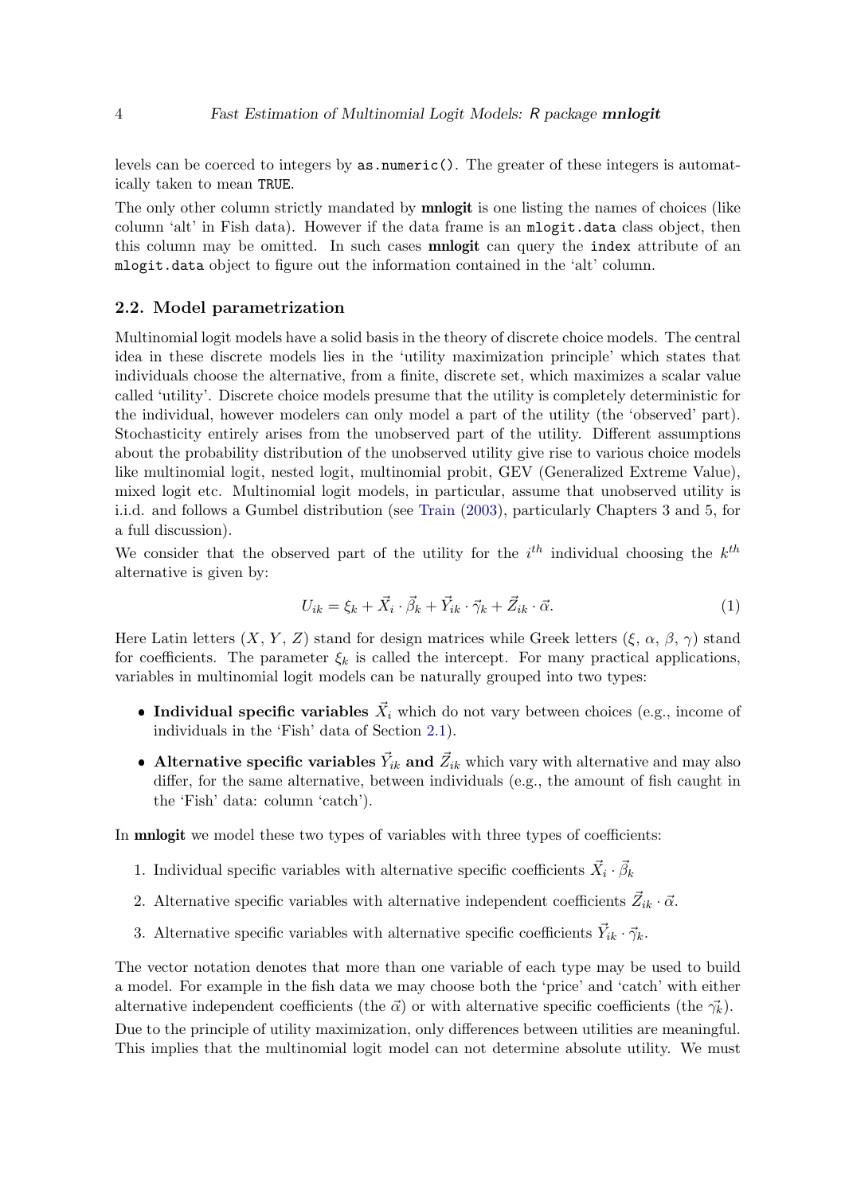levels can be coerced to integers by `as.numeric()`. The greater of these integers is automatically taken to mean `TRUE`.

The only other column strictly mandated by **mnlogit** is one listing the names of choices (like column 'alt' in Fish data). However if the data frame is an `mlogit.data` class object, then this column may be omitted. In such cases **mnlogit** can query the `index` attribute of an `mlogit.data` object to figure out the information contained in the 'alt' column.

### 2.2. Model parametrization

Multinomial logit models have a solid basis in the theory of discrete choice models. The central idea in these discrete models lies in the 'utility maximization principle' which states that individuals choose the alternative, from a finite, discrete set, which maximizes a scalar value called 'utility'. Discrete choice models presume that the utility is completely deterministic for the individual, however modelers can only model a part of the utility (the 'observed' part). Stochasticity entirely arises from the unobserved part of the utility. Different assumptions about the probability distribution of the unobserved utility give rise to various choice models like multinomial logit, nested logit, multinomial probit, GEV (Generalized Extreme Value), mixed logit etc. Multinomial logit models, in particular, assume that unobserved utility is i.i.d. and follows a Gumbel distribution (see Train (2003), particularly Chapters 3 and 5, for a full discussion).

We consider that the observed part of the utility for the $i^{th}$ individual choosing the $k^{th}$ alternative is given by:

$$U_{ik} = \xi_k + \vec{X}_i \cdot \vec{\beta}_k + \vec{Y}_{ik} \cdot \vec{\gamma}_k + \vec{Z}_{ik} \cdot \vec{\alpha}. \tag{1}$$

Here Latin letters ($X$, $Y$, $Z$) stand for design matrices while Greek letters ($\xi$, $\alpha$, $\beta$, $\gamma$) stand for coefficients. The parameter $\xi_k$ is called the intercept. For many practical applications, variables in multinomial logit models can be naturally grouped into two types:

- **Individual specific variables** $\vec{X}_i$ which do not vary between choices (e.g., income of individuals in the 'Fish' data of Section 2.1).
- **Alternative specific variables** $\vec{Y}_{ik}$ **and** $\vec{Z}_{ik}$ which vary with alternative and may also differ, for the same alternative, between individuals (e.g., the amount of fish caught in the 'Fish' data: column 'catch').

In **mnlogit** we model these two types of variables with three types of coefficients:

1. Individual specific variables with alternative specific coefficients $\vec{X}_i \cdot \vec{\beta}_k$
2. Alternative specific variables with alternative independent coefficients $\vec{Z}_{ik} \cdot \vec{\alpha}$.
3. Alternative specific variables with alternative specific coefficients $\vec{Y}_{ik} \cdot \vec{\gamma}_k$.

The vector notation denotes that more than one variable of each type may be used to build a model. For example in the fish data we may choose both the 'price' and 'catch' with either alternative independent coefficients (the $\vec{\alpha}$) or with alternative specific coefficients (the $\vec{\gamma_k}$).

Due to the principle of utility maximization, only differences between utilities are meaningful. This implies that the multinomial logit model can not determine absolute utility. We must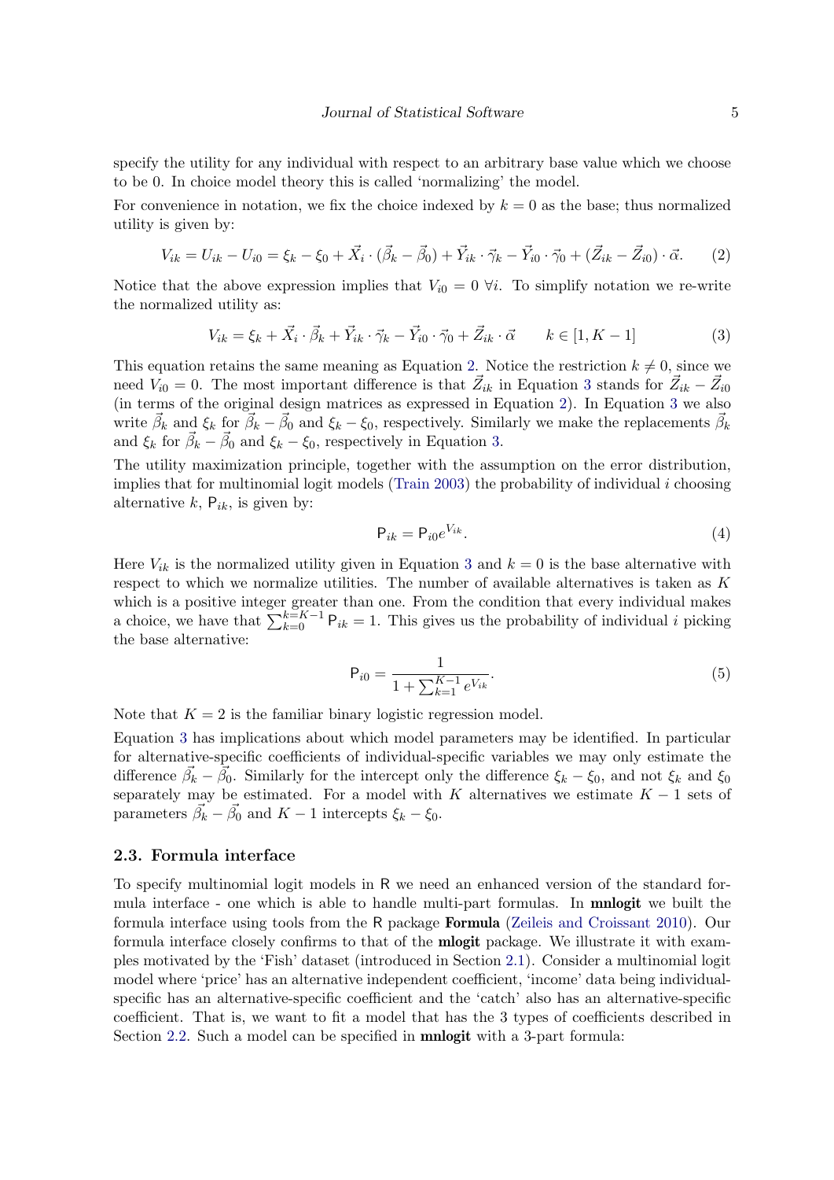specify the utility for any individual with respect to an arbitrary base value which we choose to be 0. In choice model theory this is called 'normalizing' the model.

For convenience in notation, we fix the choice indexed by $k = 0$ as the base; thus normalized utility is given by:

$$V_{ik} = U_{ik} - U_{i0} = \xi_k - \xi_0 + \vec{X}_i \cdot (\vec{\beta}_k - \vec{\beta}_0) + \vec{Y}_{ik} \cdot \vec{\gamma}_k - \vec{Y}_{i0} \cdot \vec{\gamma}_0 + (\vec{Z}_{ik} - \vec{Z}_{i0}) \cdot \vec{\alpha}. \tag{2}$$

Notice that the above expression implies that $V_{i0} = 0 \; \forall i$. To simplify notation we re-write the normalized utility as:

$$V_{ik} = \xi_k + \vec{X}_i \cdot \vec{\beta}_k + \vec{Y}_{ik} \cdot \vec{\gamma}_k - \vec{Y}_{i0} \cdot \vec{\gamma}_0 + \vec{Z}_{ik} \cdot \vec{\alpha} \qquad k \in [1, K-1] \tag{3}$$

This equation retains the same meaning as Equation 2. Notice the restriction $k \neq 0$, since we need $V_{i0} = 0$. The most important difference is that $\vec{Z}_{ik}$ in Equation 3 stands for $\vec{Z}_{ik} - \vec{Z}_{i0}$ (in terms of the original design matrices as expressed in Equation 2). In Equation 3 we also write $\vec{\beta}_k$ and $\xi_k$ for $\vec{\beta}_k - \vec{\beta}_0$ and $\xi_k - \xi_0$, respectively. Similarly we make the replacements $\vec{\beta}_k$ and $\xi_k$ for $\vec{\beta}_k - \vec{\beta}_0$ and $\xi_k - \xi_0$, respectively in Equation 3.

The utility maximization principle, together with the assumption on the error distribution, implies that for multinomial logit models (Train 2003) the probability of individual $i$ choosing alternative $k$, $\mathsf{P}_{ik}$, is given by:

$$\mathsf{P}_{ik} = \mathsf{P}_{i0} e^{V_{ik}}. \tag{4}$$

Here $V_{ik}$ is the normalized utility given in Equation 3 and $k = 0$ is the base alternative with respect to which we normalize utilities. The number of available alternatives is taken as $K$ which is a positive integer greater than one. From the condition that every individual makes a choice, we have that $\sum_{k=0}^{k=K-1} \mathsf{P}_{ik} = 1$. This gives us the probability of individual $i$ picking the base alternative:

$$\mathsf{P}_{i0} = \frac{1}{1 + \sum_{k=1}^{K-1} e^{V_{ik}}}. \tag{5}$$

Note that $K = 2$ is the familiar binary logistic regression model.

Equation 3 has implications about which model parameters may be identified. In particular for alternative-specific coefficients of individual-specific variables we may only estimate the difference $\vec{\beta}_k - \vec{\beta}_0$. Similarly for the intercept only the difference $\xi_k - \xi_0$, and not $\xi_k$ and $\xi_0$ separately may be estimated. For a model with $K$ alternatives we estimate $K - 1$ sets of parameters $\vec{\beta}_k - \vec{\beta}_0$ and $K - 1$ intercepts $\xi_k - \xi_0$.

### 2.3. Formula interface

To specify multinomial logit models in R we need an enhanced version of the standard formula interface - one which is able to handle multi-part formulas. In **mnlogit** we built the formula interface using tools from the R package **Formula** (Zeileis and Croissant 2010). Our formula interface closely confirms to that of the **mlogit** package. We illustrate it with examples motivated by the 'Fish' dataset (introduced in Section 2.1). Consider a multinomial logit model where 'price' has an alternative independent coefficient, 'income' data being individual-specific has an alternative-specific coefficient and the 'catch' also has an alternative-specific coefficient. That is, we want to fit a model that has the 3 types of coefficients described in Section 2.2. Such a model can be specified in **mnlogit** with a 3-part formula: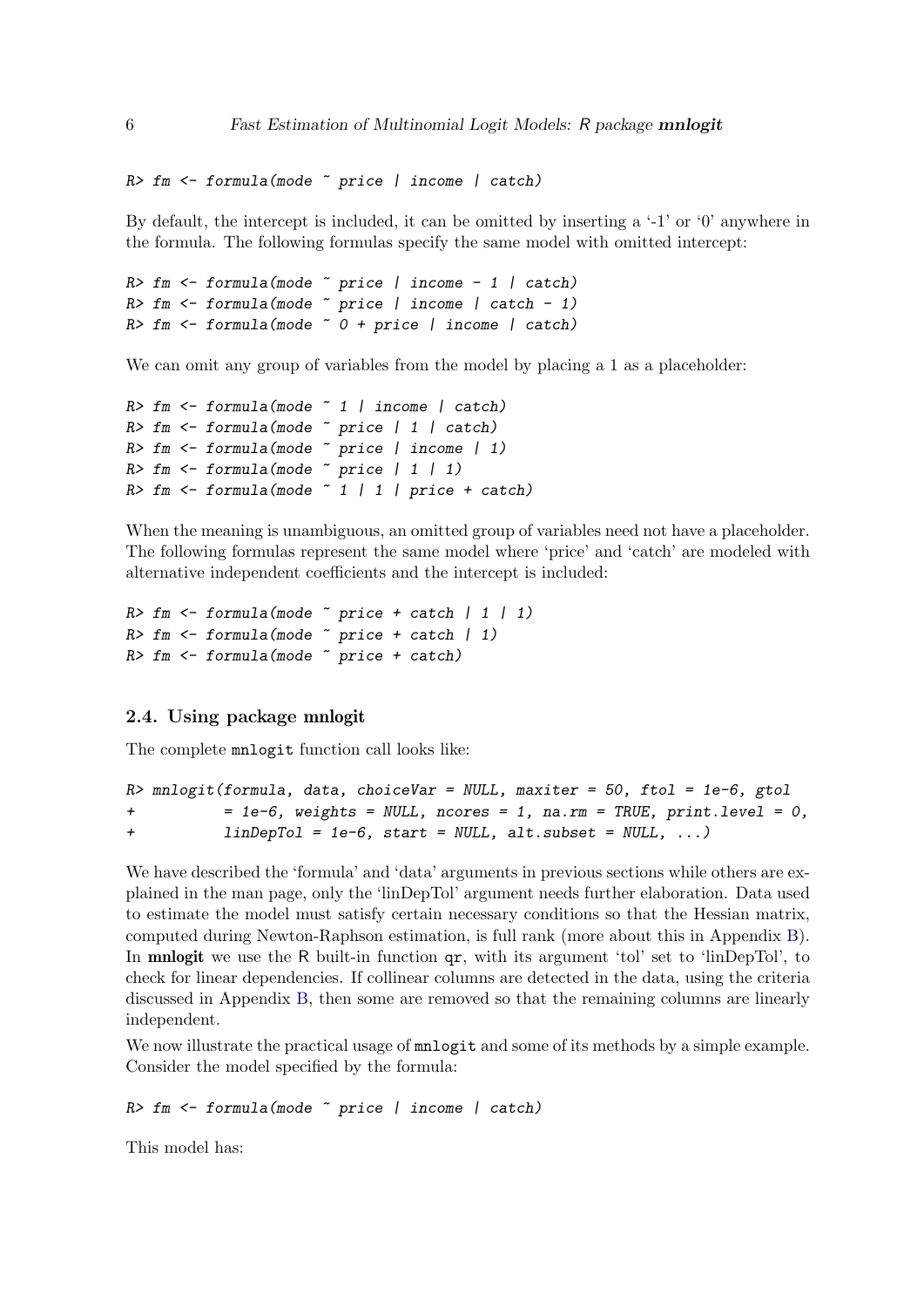```
R> fm <- formula(mode ~ price | income | catch)
```

By default, the intercept is included, it can be omitted by inserting a '-1' or '0' anywhere in the formula. The following formulas specify the same model with omitted intercept:

```
R> fm <- formula(mode ~ price | income - 1 | catch)
R> fm <- formula(mode ~ price | income | catch - 1)
R> fm <- formula(mode ~ 0 + price | income | catch)
```

We can omit any group of variables from the model by placing a 1 as a placeholder:

```
R> fm <- formula(mode ~ 1 | income | catch)
R> fm <- formula(mode ~ price | 1 | catch)
R> fm <- formula(mode ~ price | income | 1)
R> fm <- formula(mode ~ price | 1 | 1)
R> fm <- formula(mode ~ 1 | 1 | price + catch)
```

When the meaning is unambiguous, an omitted group of variables need not have a placeholder. The following formulas represent the same model where 'price' and 'catch' are modeled with alternative independent coefficients and the intercept is included:

```
R> fm <- formula(mode ~ price + catch | 1 | 1)
R> fm <- formula(mode ~ price + catch | 1)
R> fm <- formula(mode ~ price + catch)
```

### 2.4. Using package mnlogit

The complete `mnlogit` function call looks like:

```
R> mnlogit(formula, data, choiceVar = NULL, maxiter = 50, ftol = 1e-6, gtol
+          = 1e-6, weights = NULL, ncores = 1, na.rm = TRUE, print.level = 0,
+          linDepTol = 1e-6, start = NULL, alt.subset = NULL, ...)
```

We have described the 'formula' and 'data' arguments in previous sections while others are explained in the man page, only the 'linDepTol' argument needs further elaboration. Data used to estimate the model must satisfy certain necessary conditions so that the Hessian matrix, computed during Newton-Raphson estimation, is full rank (more about this in Appendix B). In **mnlogit** we use the R built-in function `qr`, with its argument 'tol' set to 'linDepTol', to check for linear dependencies. If collinear columns are detected in the data, using the criteria discussed in Appendix B, then some are removed so that the remaining columns are linearly independent.

We now illustrate the practical usage of `mnlogit` and some of its methods by a simple example. Consider the model specified by the formula:

```
R> fm <- formula(mode ~ price | income | catch)
```

This model has: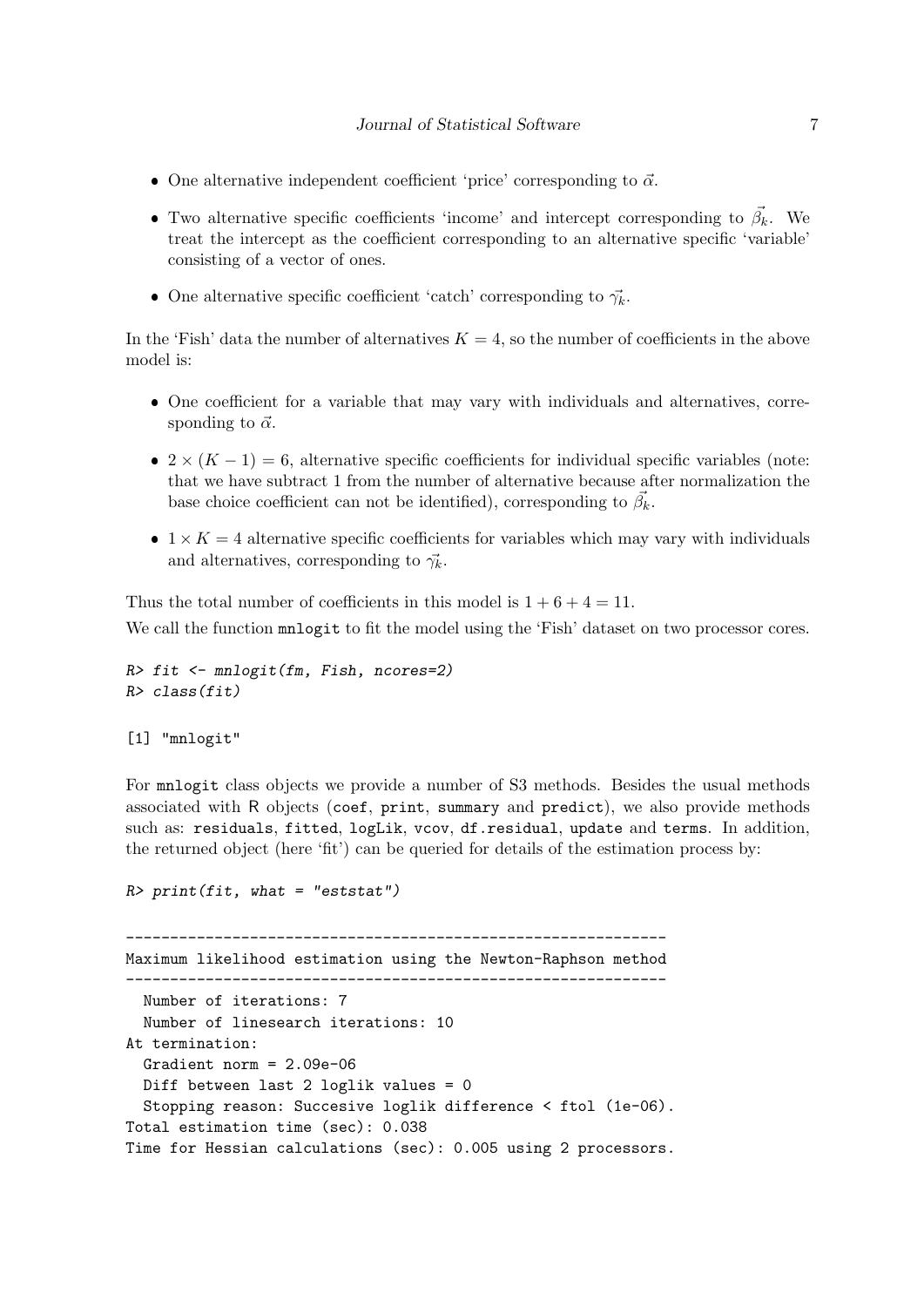- One alternative independent coefficient 'price' corresponding to $\vec{\alpha}$.
- Two alternative specific coefficients 'income' and intercept corresponding to $\vec{\beta_k}$. We treat the intercept as the coefficient corresponding to an alternative specific 'variable' consisting of a vector of ones.
- One alternative specific coefficient 'catch' corresponding to $\vec{\gamma_k}$.

In the 'Fish' data the number of alternatives $K = 4$, so the number of coefficients in the above model is:

- One coefficient for a variable that may vary with individuals and alternatives, corresponding to $\vec{\alpha}$.
- $2 \times (K - 1) = 6$, alternative specific coefficients for individual specific variables (note: that we have subtract 1 from the number of alternative because after normalization the base choice coefficient can not be identified), corresponding to $\vec{\beta_k}$.
- $1 \times K = 4$ alternative specific coefficients for variables which may vary with individuals and alternatives, corresponding to $\vec{\gamma_k}$.

Thus the total number of coefficients in this model is $1 + 6 + 4 = 11$.

We call the function `mnlogit` to fit the model using the 'Fish' dataset on two processor cores.

```
R> fit <- mnlogit(fm, Fish, ncores=2)
R> class(fit)

[1] "mnlogit"
```

For `mnlogit` class objects we provide a number of S3 methods. Besides the usual methods associated with R objects (`coef`, `print`, `summary` and `predict`), we also provide methods such as: `residuals`, `fitted`, `logLik`, `vcov`, `df.residual`, `update` and `terms`. In addition, the returned object (here 'fit') can be queried for details of the estimation process by:

```
R> print(fit, what = "eststat")

-------------------------------------------------------------
Maximum likelihood estimation using the Newton-Raphson method
-------------------------------------------------------------
  Number of iterations: 7
  Number of linesearch iterations: 10
At termination:
  Gradient norm = 2.09e-06
  Diff between last 2 loglik values = 0
  Stopping reason: Succesive loglik difference < ftol (1e-06).
Total estimation time (sec): 0.038
Time for Hessian calculations (sec): 0.005 using 2 processors.
```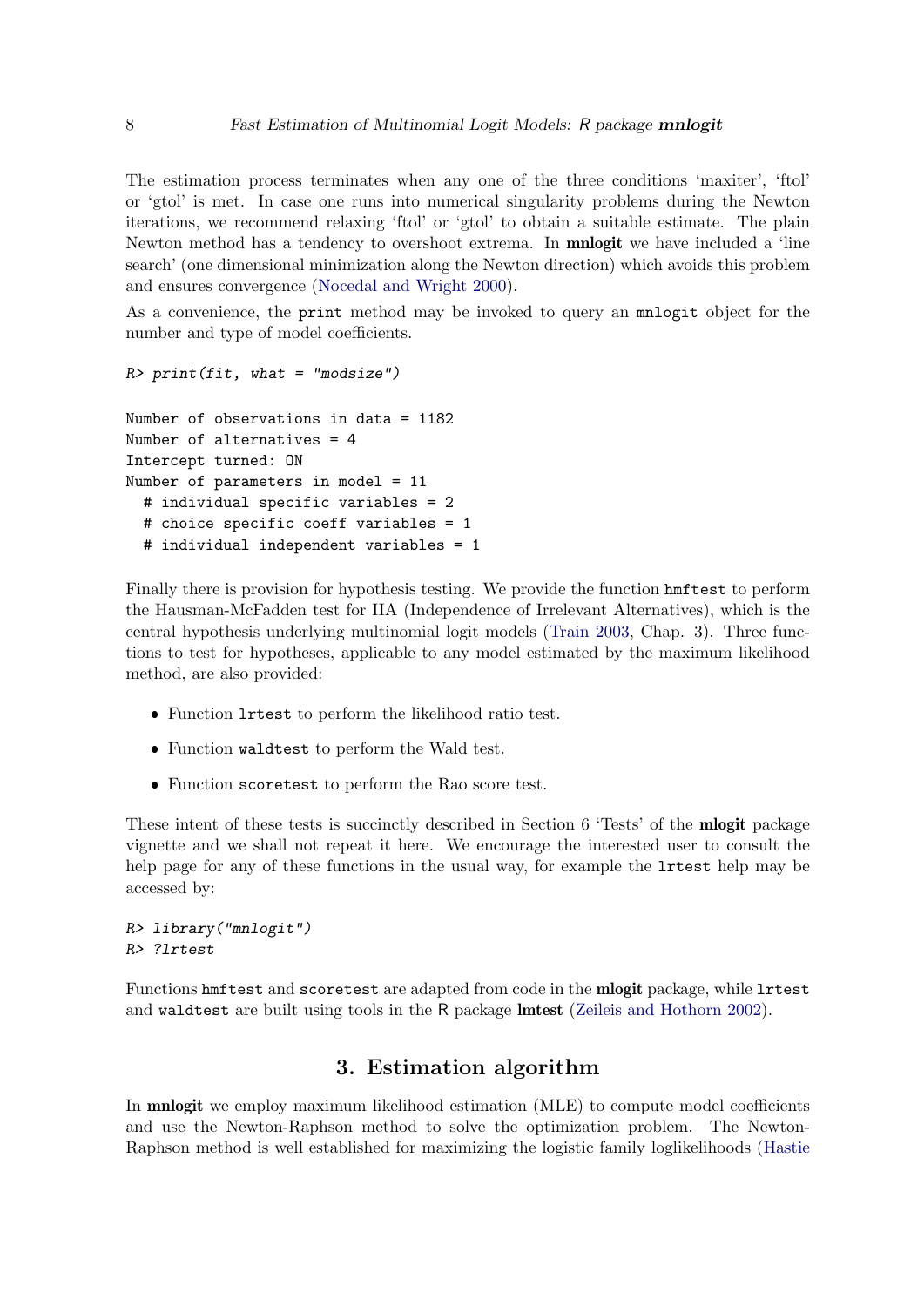The estimation process terminates when any one of the three conditions 'maxiter', 'ftol' or 'gtol' is met. In case one runs into numerical singularity problems during the Newton iterations, we recommend relaxing 'ftol' or 'gtol' to obtain a suitable estimate. The plain Newton method has a tendency to overshoot extrema. In **mnlogit** we have included a 'line search' (one dimensional minimization along the Newton direction) which avoids this problem and ensures convergence (Nocedal and Wright 2000).

As a convenience, the `print` method may be invoked to query an `mnlogit` object for the number and type of model coefficients.

```
R> print(fit, what = "modsize")

Number of observations in data = 1182
Number of alternatives = 4
Intercept turned: ON
Number of parameters in model = 11
  # individual specific variables = 2
  # choice specific coeff variables = 1
  # individual independent variables = 1
```

Finally there is provision for hypothesis testing. We provide the function `hmftest` to perform the Hausman-McFadden test for IIA (Independence of Irrelevant Alternatives), which is the central hypothesis underlying multinomial logit models (Train 2003, Chap. 3). Three functions to test for hypotheses, applicable to any model estimated by the maximum likelihood method, are also provided:

- Function `lrtest` to perform the likelihood ratio test.
- Function `waldtest` to perform the Wald test.
- Function `scoretest` to perform the Rao score test.

These intent of these tests is succinctly described in Section 6 'Tests' of the **mlogit** package vignette and we shall not repeat it here. We encourage the interested user to consult the help page for any of these functions in the usual way, for example the `lrtest` help may be accessed by:

```
R> library("mnlogit")
R> ?lrtest
```

Functions `hmftest` and `scoretest` are adapted from code in the **mlogit** package, while `lrtest` and `waldtest` are built using tools in the R package **lmtest** (Zeileis and Hothorn 2002).

## 3. Estimation algorithm

In **mnlogit** we employ maximum likelihood estimation (MLE) to compute model coefficients and use the Newton-Raphson method to solve the optimization problem. The Newton-Raphson method is well established for maximizing the logistic family loglikelihoods (Hastie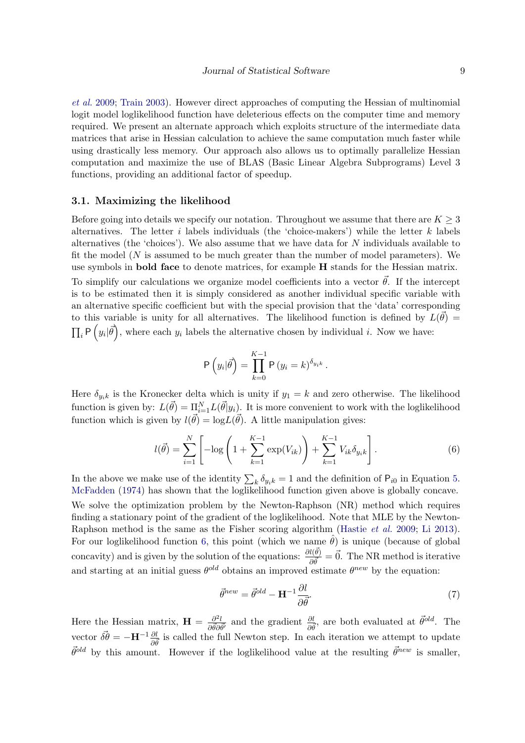*et al.* 2009; Train 2003). However direct approaches of computing the Hessian of multinomial logit model loglikelihood function have deleterious effects on the computer time and memory required. We present an alternate approach which exploits structure of the intermediate data matrices that arise in Hessian calculation to achieve the same computation much faster while using drastically less memory. Our approach also allows us to optimally parallelize Hessian computation and maximize the use of BLAS (Basic Linear Algebra Subprograms) Level 3 functions, providing an additional factor of speedup.

### 3.1. Maximizing the likelihood

Before going into details we specify our notation. Throughout we assume that there are $K \geq 3$ alternatives. The letter $i$ labels individuals (the 'choice-makers') while the letter $k$ labels alternatives (the 'choices'). We also assume that we have data for $N$ individuals available to fit the model ($N$ is assumed to be much greater than the number of model parameters). We use symbols in **bold face** to denote matrices, for example $\mathbf{H}$ stands for the Hessian matrix.

To simplify our calculations we organize model coefficients into a vector $\vec{\theta}$. If the intercept is to be estimated then it is simply considered as another individual specific variable with an alternative specific coefficient but with the special provision that the 'data' corresponding to this variable is unity for all alternatives. The likelihood function is defined by $L(\vec{\theta}) = \prod_i \mathsf{P}\left(y_i|\vec{\theta}\right)$, where each $y_i$ labels the alternative chosen by individual $i$. Now we have:

$$\mathsf{P}\left(y_i|\vec{\theta}\right) = \prod_{k=0}^{K-1} \mathsf{P}\left(y_i = k\right)^{\delta_{y_i k}}.$$

Here $\delta_{y_i k}$ is the Kronecker delta which is unity if $y_1 = k$ and zero otherwise. The likelihood function is given by: $L(\vec{\theta}) = \Pi_{i=1}^{N} L(\vec{\theta}|y_i)$. It is more convenient to work with the loglikelihood function which is given by $l(\vec{\theta}) = \log L(\vec{\theta})$. A little manipulation gives:

$$l(\vec{\theta}) = \sum_{i=1}^{N} \left[ -\log\left(1 + \sum_{k=1}^{K-1} \exp(V_{ik})\right) + \sum_{k=1}^{K-1} V_{ik}\delta_{y_i k} \right]. \tag{6}$$

In the above we make use of the identity $\sum_k \delta_{y_i k} = 1$ and the definition of $\mathsf{P}_{i0}$ in Equation 5. McFadden (1974) has shown that the loglikelihood function given above is globally concave.

We solve the optimization problem by the Newton-Raphson (NR) method which requires finding a stationary point of the gradient of the loglikelihood. Note that MLE by the Newton-Raphson method is the same as the Fisher scoring algorithm (Hastie *et al.* 2009; Li 2013). For our loglikelihood function 6, this point (which we name $\hat{\theta}$) is unique (because of global concavity) and is given by the solution of the equations: $\frac{\partial l(\vec{\theta})}{\partial \vec{\theta}} = \vec{0}$. The NR method is iterative and starting at an initial guess $\theta^{old}$ obtains an improved estimate $\theta^{new}$ by the equation:

$$\vec{\theta}^{new} = \vec{\theta}^{old} - \mathbf{H}^{-1}\frac{\partial l}{\partial \vec{\theta}}. \tag{7}$$

Here the Hessian matrix, $\mathbf{H} = \frac{\partial^2 l}{\partial \vec{\theta} \partial \vec{\theta}'}$ and the gradient $\frac{\partial l}{\partial \vec{\theta}}$, are both evaluated at $\vec{\theta}^{old}$. The vector $\delta\vec{\theta} = -\mathbf{H}^{-1}\frac{\partial l}{\partial \vec{\theta}}$ is called the full Newton step. In each iteration we attempt to update $\vec{\theta}^{old}$ by this amount. However if the loglikelihood value at the resulting $\vec{\theta}^{new}$ is smaller,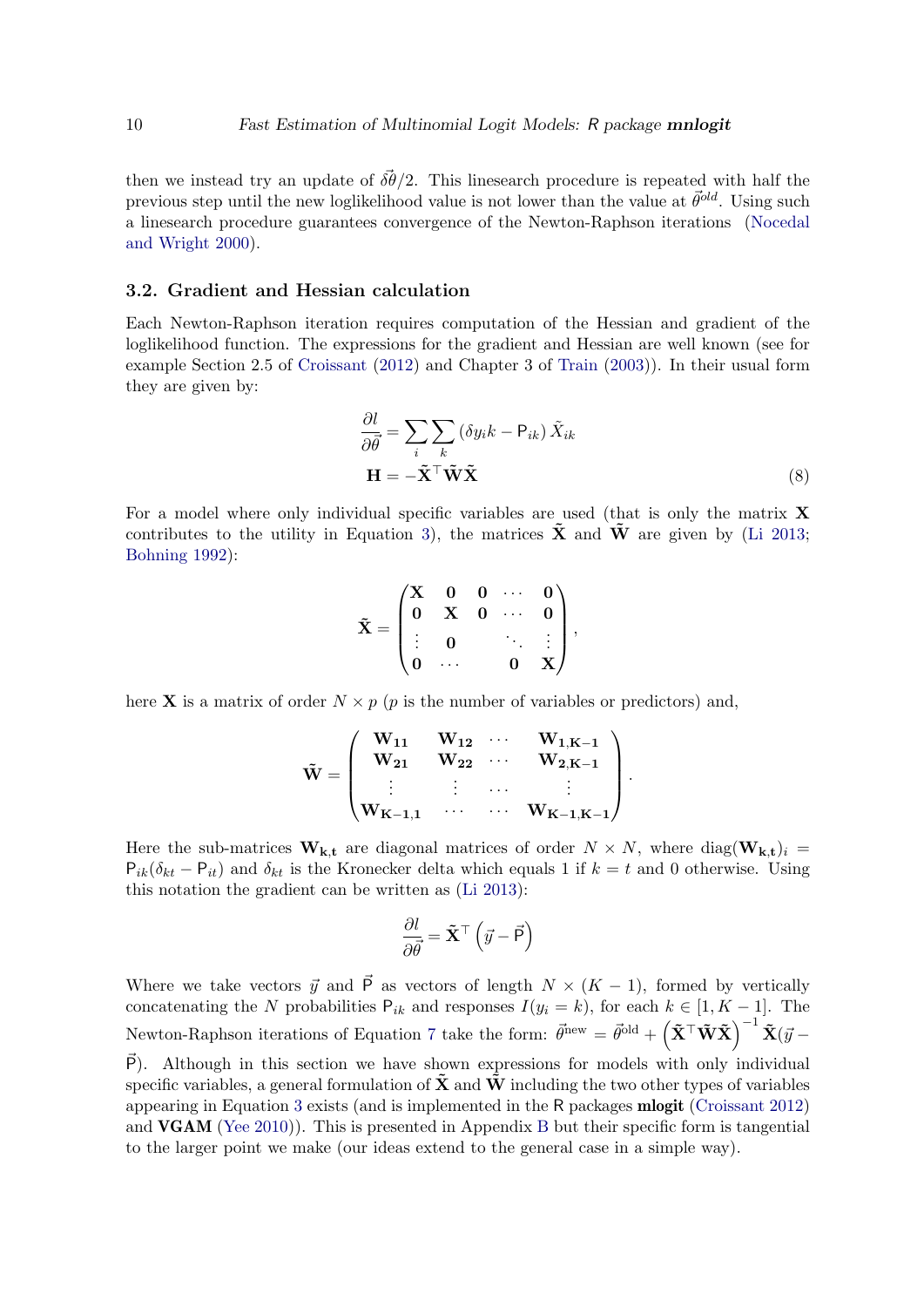then we instead try an update of $\vec{\delta\theta}/2$. This linesearch procedure is repeated with half the previous step until the new loglikelihood value is not lower than the value at $\vec{\theta}^{old}$. Using such a linesearch procedure guarantees convergence of the Newton-Raphson iterations (Nocedal and Wright 2000).

### 3.2. Gradient and Hessian calculation

Each Newton-Raphson iteration requires computation of the Hessian and gradient of the loglikelihood function. The expressions for the gradient and Hessian are well known (see for example Section 2.5 of Croissant (2012) and Chapter 3 of Train (2003)). In their usual form they are given by:

$$
\begin{aligned}
\frac{\partial l}{\partial \vec{\theta}} &= \sum_i \sum_k \left(\delta y_i k - \mathsf{P}_{ik}\right) \tilde{X}_{ik} \\
\mathbf{H} &= -\tilde{\mathbf{X}}^\top \tilde{\mathbf{W}} \tilde{\mathbf{X}}
\end{aligned}
\tag{8}
$$

For a model where only individual specific variables are used (that is only the matrix $\mathbf{X}$ contributes to the utility in Equation 3), the matrices $\tilde{\mathbf{X}}$ and $\tilde{\mathbf{W}}$ are given by (Li 2013; Bohning 1992):

$$
\tilde{\mathbf{X}} = \begin{pmatrix}
\mathbf{X} & \mathbf{0} & \mathbf{0} & \cdots & \mathbf{0} \\
\mathbf{0} & \mathbf{X} & \mathbf{0} & \cdots & \mathbf{0} \\
\vdots & \mathbf{0} & & \ddots & \vdots \\
\mathbf{0} & \cdots & & \mathbf{0} & \mathbf{X}
\end{pmatrix},
$$

here $\mathbf{X}$ is a matrix of order $N \times p$ ($p$ is the number of variables or predictors) and,

$$
\tilde{\mathbf{W}} = \begin{pmatrix}
\mathbf{W_{11}} & \mathbf{W_{12}} & \cdots & \mathbf{W_{1,K-1}} \\
\mathbf{W_{21}} & \mathbf{W_{22}} & \cdots & \mathbf{W_{2,K-1}} \\
\vdots & \vdots & \cdots & \vdots \\
\mathbf{W_{K-1,1}} & \cdots & \cdots & \mathbf{W_{K-1,K-1}}
\end{pmatrix}.
$$

Here the sub-matrices $\mathbf{W_{k,t}}$ are diagonal matrices of order $N \times N$, where $\text{diag}(\mathbf{W_{k,t}})_i = \mathsf{P}_{ik}(\delta_{kt} - \mathsf{P}_{it})$ and $\delta_{kt}$ is the Kronecker delta which equals 1 if $k = t$ and 0 otherwise. Using this notation the gradient can be written as (Li 2013):

$$
\frac{\partial l}{\partial \vec{\theta}} = \tilde{\mathbf{X}}^\top \left(\vec{y} - \vec{\mathsf{P}}\right)
$$

Where we take vectors $\vec{y}$ and $\vec{\mathsf{P}}$ as vectors of length $N \times (K-1)$, formed by vertically concatenating the $N$ probabilities $\mathsf{P}_{ik}$ and responses $I(y_i = k)$, for each $k \in [1, K-1]$. The Newton-Raphson iterations of Equation 7 take the form: $\vec{\theta}^{\text{new}} = \vec{\theta}^{\text{old}} + \left(\tilde{\mathbf{X}}^\top \tilde{\mathbf{W}} \tilde{\mathbf{X}}\right)^{-1} \tilde{\mathbf{X}}(\vec{y} - \vec{\mathsf{P}})$. Although in this section we have shown expressions for models with only individual specific variables, a general formulation of $\tilde{\mathbf{X}}$ and $\tilde{\mathbf{W}}$ including the two other types of variables appearing in Equation 3 exists (and is implemented in the R packages **mlogit** (Croissant 2012) and **VGAM** (Yee 2010)). This is presented in Appendix B but their specific form is tangential to the larger point we make (our ideas extend to the general case in a simple way).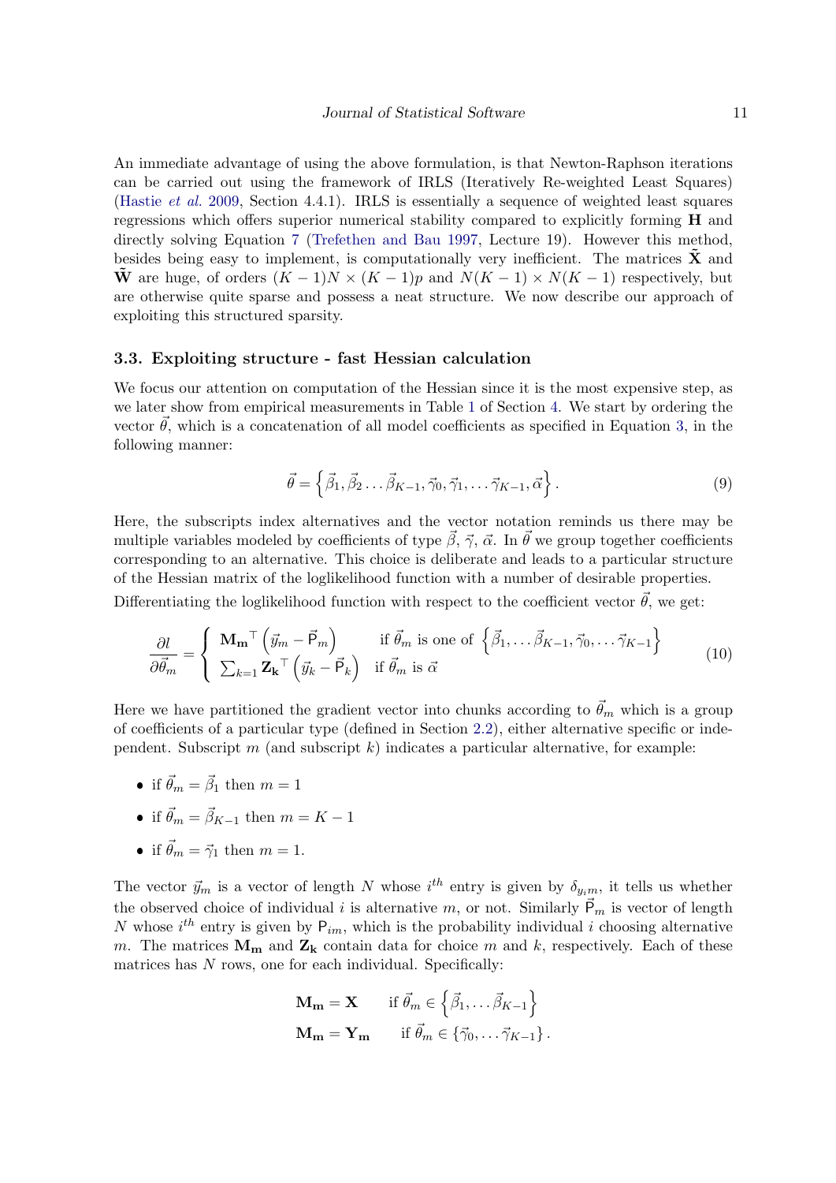An immediate advantage of using the above formulation, is that Newton-Raphson iterations can be carried out using the framework of IRLS (Iteratively Re-weighted Least Squares) (Hastie *et al.* 2009, Section 4.4.1). IRLS is essentially a sequence of weighted least squares regressions which offers superior numerical stability compared to explicitly forming $\mathbf{H}$ and directly solving Equation 7 (Trefethen and Bau 1997, Lecture 19). However this method, besides being easy to implement, is computationally very inefficient. The matrices $\tilde{\mathbf{X}}$ and $\tilde{\mathbf{W}}$ are huge, of orders $(K-1)N \times (K-1)p$ and $N(K-1) \times N(K-1)$ respectively, but are otherwise quite sparse and possess a neat structure. We now describe our approach of exploiting this structured sparsity.

### 3.3. Exploiting structure - fast Hessian calculation

We focus our attention on computation of the Hessian since it is the most expensive step, as we later show from empirical measurements in Table 1 of Section 4. We start by ordering the vector $\vec{\theta}$, which is a concatenation of all model coefficients as specified in Equation 3, in the following manner:

$$\vec{\theta} = \left\{ \vec{\beta}_1, \vec{\beta}_2 \ldots \vec{\beta}_{K-1}, \vec{\gamma}_0, \vec{\gamma}_1, \ldots \vec{\gamma}_{K-1}, \vec{\alpha} \right\}. \tag{9}$$

Here, the subscripts index alternatives and the vector notation reminds us there may be multiple variables modeled by coefficients of type $\vec{\beta}$, $\vec{\gamma}$, $\vec{\alpha}$. In $\vec{\theta}$ we group together coefficients corresponding to an alternative. This choice is deliberate and leads to a particular structure of the Hessian matrix of the loglikelihood function with a number of desirable properties.

Differentiating the loglikelihood function with respect to the coefficient vector $\vec{\theta}$, we get:

$$\frac{\partial l}{\partial \vec{\theta}_m} = \begin{cases} \mathbf{M_m}^\top \left( \vec{y}_m - \vec{\mathsf{P}}_m \right) & \text{if } \vec{\theta}_m \text{ is one of } \left\{ \vec{\beta}_1, \ldots \vec{\beta}_{K-1}, \vec{\gamma}_0, \ldots \vec{\gamma}_{K-1} \right\} \\ \sum_{k=1} \mathbf{Z_k}^\top \left( \vec{y}_k - \vec{\mathsf{P}}_k \right) & \text{if } \vec{\theta}_m \text{ is } \vec{\alpha} \end{cases} \tag{10}$$

Here we have partitioned the gradient vector into chunks according to $\vec{\theta}_m$ which is a group of coefficients of a particular type (defined in Section 2.2), either alternative specific or independent. Subscript $m$ (and subscript $k$) indicates a particular alternative, for example:

- if $\vec{\theta}_m = \vec{\beta}_1$ then $m = 1$
- if $\vec{\theta}_m = \vec{\beta}_{K-1}$ then $m = K - 1$
- if $\vec{\theta}_m = \vec{\gamma}_1$ then $m = 1$.

The vector $\vec{y}_m$ is a vector of length $N$ whose $i^{th}$ entry is given by $\delta_{y_i m}$, it tells us whether the observed choice of individual $i$ is alternative $m$, or not. Similarly $\vec{\mathsf{P}}_m$ is vector of length $N$ whose $i^{th}$ entry is given by $\mathsf{P}_{im}$, which is the probability individual $i$ choosing alternative $m$. The matrices $\mathbf{M_m}$ and $\mathbf{Z_k}$ contain data for choice $m$ and $k$, respectively. Each of these matrices has $N$ rows, one for each individual. Specifically:

$$\mathbf{M_m} = \mathbf{X} \qquad \text{if } \vec{\theta}_m \in \left\{ \vec{\beta}_1, \ldots \vec{\beta}_{K-1} \right\}$$
$$\mathbf{M_m} = \mathbf{Y_m} \qquad \text{if } \vec{\theta}_m \in \left\{ \vec{\gamma}_0, \ldots \vec{\gamma}_{K-1} \right\}.$$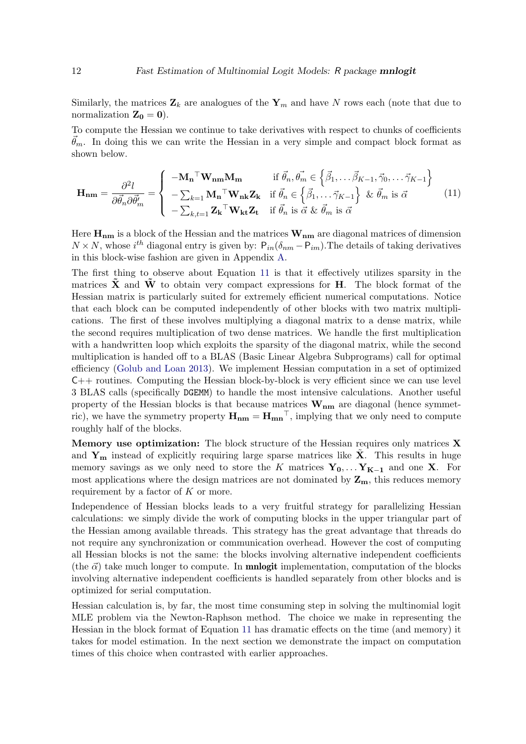Similarly, the matrices $\mathbf{Z}_k$ are analogues of the $\mathbf{Y}_m$ and have $N$ rows each (note that due to normalization $\mathbf{Z_0} = \mathbf{0}$).

To compute the Hessian we continue to take derivatives with respect to chunks of coefficients $\vec{\theta}_m$. In doing this we can write the Hessian in a very simple and compact block format as shown below.

$$
\mathbf{H_{nm}} = \frac{\partial^2 l}{\partial \vec{\theta}_n \partial \vec{\theta}_m'} = \begin{cases} -\mathbf{M_n}^\top \mathbf{W_{nm}} \mathbf{M_m} & \text{if } \vec{\theta}_n, \vec{\theta_m} \in \left\{ \vec{\beta}_1, \ldots \vec{\beta}_{K-1}, \vec{\gamma}_0, \ldots \vec{\gamma}_{K-1} \right\} \\ -\sum_{k=1} \mathbf{M_n}^\top \mathbf{W_{nk}} \mathbf{Z_k} & \text{if } \vec{\theta}_n \in \left\{ \vec{\beta}_1, \ldots \vec{\gamma}_{K-1} \right\} \ \& \ \vec{\theta}_m \text{ is } \vec{\alpha} \\ -\sum_{k,t=1} \mathbf{Z_k}^\top \mathbf{W_{kt}} \mathbf{Z_t} & \text{if } \vec{\theta}_n \text{ is } \vec{\alpha} \ \& \ \vec{\theta}_m \text{ is } \vec{\alpha} \end{cases} \tag{11}
$$

Here $\mathbf{H_{nm}}$ is a block of the Hessian and the matrices $\mathbf{W_{nm}}$ are diagonal matrices of dimension $N \times N$, whose $i^{th}$ diagonal entry is given by: $\mathsf{P}_{in}(\delta_{nm} - \mathsf{P}_{im})$.The details of taking derivatives in this block-wise fashion are given in Appendix A.

The first thing to observe about Equation 11 is that it effectively utilizes sparsity in the matrices $\tilde{\mathbf{X}}$ and $\tilde{\mathbf{W}}$ to obtain very compact expressions for $\mathbf{H}$. The block format of the Hessian matrix is particularly suited for extremely efficient numerical computations. Notice that each block can be computed independently of other blocks with two matrix multiplications. The first of these involves multiplying a diagonal matrix to a dense matrix, while the second requires multiplication of two dense matrices. We handle the first multiplication with a handwritten loop which exploits the sparsity of the diagonal matrix, while the second multiplication is handed off to a BLAS (Basic Linear Algebra Subprograms) call for optimal efficiency (Golub and Loan 2013). We implement Hessian computation in a set of optimized C++ routines. Computing the Hessian block-by-block is very efficient since we can use level 3 BLAS calls (specifically `DGEMM`) to handle the most intensive calculations. Another useful property of the Hessian blocks is that because matrices $\mathbf{W_{nm}}$ are diagonal (hence symmetric), we have the symmetry property $\mathbf{H_{nm}} = \mathbf{H_{mn}}^\top$, implying that we only need to compute roughly half of the blocks.

**Memory use optimization:** The block structure of the Hessian requires only matrices $\mathbf{X}$ and $\mathbf{Y_m}$ instead of explicitly requiring large sparse matrices like $\tilde{\mathbf{X}}$. This results in huge memory savings as we only need to store the $K$ matrices $\mathbf{Y_0}, \ldots \mathbf{Y_{K-1}}$ and one $\mathbf{X}$. For most applications where the design matrices are not dominated by $\mathbf{Z_m}$, this reduces memory requirement by a factor of $K$ or more.

Independence of Hessian blocks leads to a very fruitful strategy for parallelizing Hessian calculations: we simply divide the work of computing blocks in the upper triangular part of the Hessian among available threads. This strategy has the great advantage that threads do not require any synchronization or communication overhead. However the cost of computing all Hessian blocks is not the same: the blocks involving alternative independent coefficients (the $\vec{\alpha}$) take much longer to compute. In **mnlogit** implementation, computation of the blocks involving alternative independent coefficients is handled separately from other blocks and is optimized for serial computation.

Hessian calculation is, by far, the most time consuming step in solving the multinomial logit MLE problem via the Newton-Raphson method. The choice we make in representing the Hessian in the block format of Equation 11 has dramatic effects on the time (and memory) it takes for model estimation. In the next section we demonstrate the impact on computation times of this choice when contrasted with earlier approaches.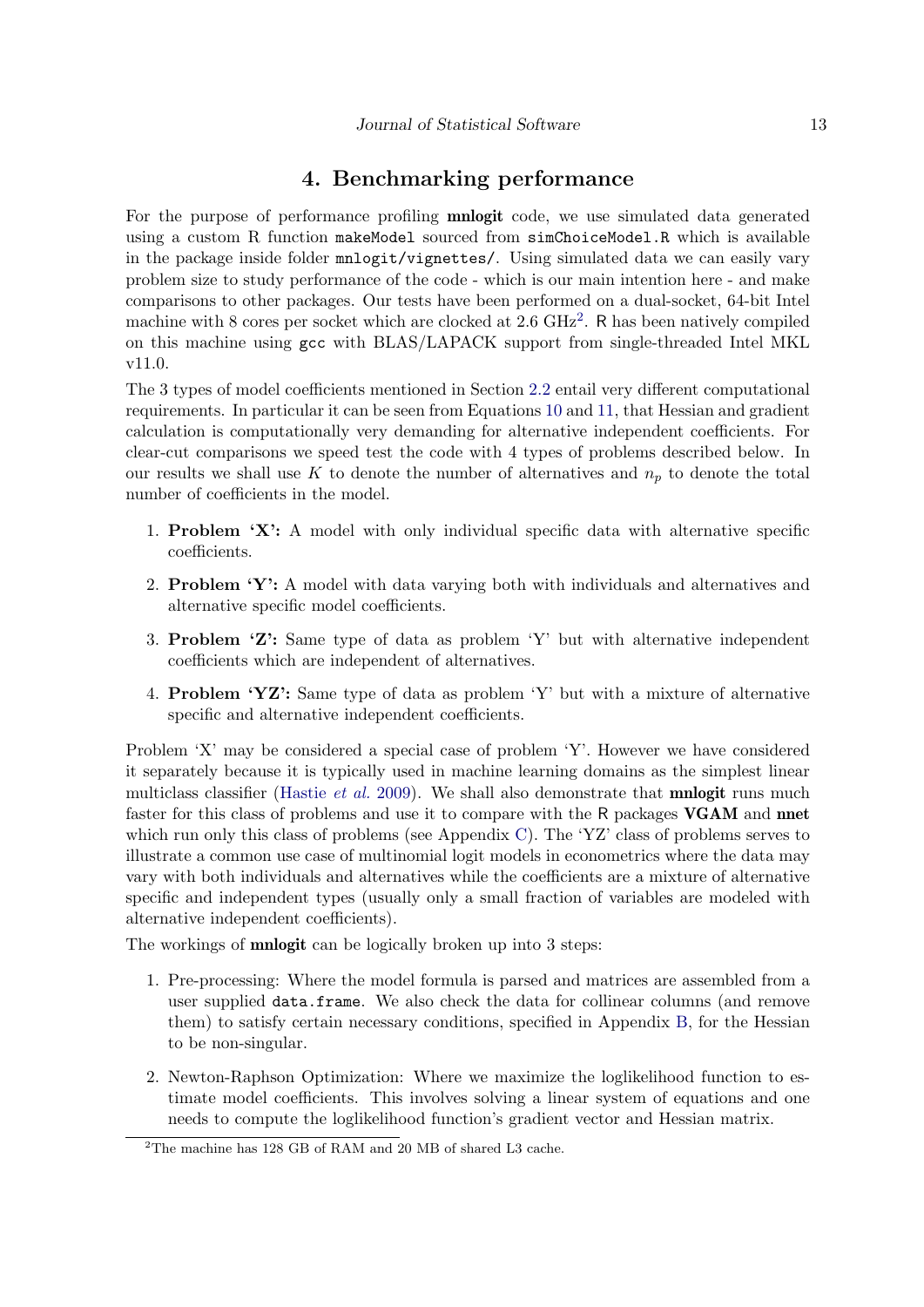# 4. Benchmarking performance

For the purpose of performance profiling **mnlogit** code, we use simulated data generated using a custom R function `makeModel` sourced from `simChoiceModel.R` which is available in the package inside folder `mnlogit/vignettes/`. Using simulated data we can easily vary problem size to study performance of the code - which is our main intention here - and make comparisons to other packages. Our tests have been performed on a dual-socket, 64-bit Intel machine with 8 cores per socket which are clocked at 2.6 GHz[2]. R has been natively compiled on this machine using `gcc` with BLAS/LAPACK support from single-threaded Intel MKL v11.0.

The 3 types of model coefficients mentioned in Section 2.2 entail very different computational requirements. In particular it can be seen from Equations 10 and 11, that Hessian and gradient calculation is computationally very demanding for alternative independent coefficients. For clear-cut comparisons we speed test the code with 4 types of problems described below. In our results we shall use $K$ to denote the number of alternatives and $n_p$ to denote the total number of coefficients in the model.

1. **Problem 'X':** A model with only individual specific data with alternative specific coefficients.
2. **Problem 'Y':** A model with data varying both with individuals and alternatives and alternative specific model coefficients.
3. **Problem 'Z':** Same type of data as problem 'Y' but with alternative independent coefficients which are independent of alternatives.
4. **Problem 'YZ':** Same type of data as problem 'Y' but with a mixture of alternative specific and alternative independent coefficients.

Problem 'X' may be considered a special case of problem 'Y'. However we have considered it separately because it is typically used in machine learning domains as the simplest linear multiclass classifier (Hastie *et al.* 2009). We shall also demonstrate that **mnlogit** runs much faster for this class of problems and use it to compare with the R packages **VGAM** and **nnet** which run only this class of problems (see Appendix C). The 'YZ' class of problems serves to illustrate a common use case of multinomial logit models in econometrics where the data may vary with both individuals and alternatives while the coefficients are a mixture of alternative specific and independent types (usually only a small fraction of variables are modeled with alternative independent coefficients).

The workings of **mnlogit** can be logically broken up into 3 steps:

1. Pre-processing: Where the model formula is parsed and matrices are assembled from a user supplied `data.frame`. We also check the data for collinear columns (and remove them) to satisfy certain necessary conditions, specified in Appendix B, for the Hessian to be non-singular.
2. Newton-Raphson Optimization: Where we maximize the loglikelihood function to estimate model coefficients. This involves solving a linear system of equations and one needs to compute the loglikelihood function's gradient vector and Hessian matrix.

[2] The machine has 128 GB of RAM and 20 MB of shared L3 cache.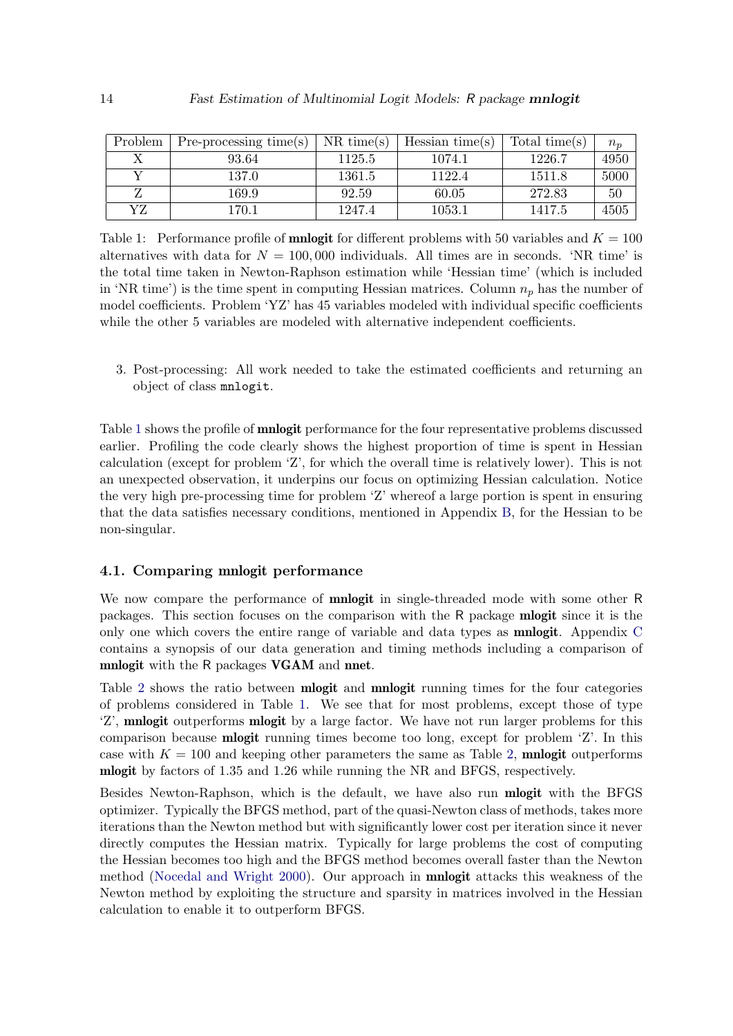| Problem | Pre-processing time(s) | NR time(s) | Hessian time(s) | Total time(s) | $n_p$ |
|---|---|---|---|---|---|
| X | 93.64 | 1125.5 | 1074.1 | 1226.7 | 4950 |
| Y | 137.0 | 1361.5 | 1122.4 | 1511.8 | 5000 |
| Z | 169.9 | 92.59 | 60.05 | 272.83 | 50 |
| YZ | 170.1 | 1247.4 | 1053.1 | 1417.5 | 4505 |

Table 1: Performance profile of **mnlogit** for different problems with 50 variables and $K = 100$ alternatives with data for $N = 100,000$ individuals. All times are in seconds. 'NR time' is the total time taken in Newton-Raphson estimation while 'Hessian time' (which is included in 'NR time') is the time spent in computing Hessian matrices. Column $n_p$ has the number of model coefficients. Problem 'YZ' has 45 variables modeled with individual specific coefficients while the other 5 variables are modeled with alternative independent coefficients.

3. Post-processing: All work needed to take the estimated coefficients and returning an object of class `mnlogit`.

Table 1 shows the profile of **mnlogit** performance for the four representative problems discussed earlier. Profiling the code clearly shows the highest proportion of time is spent in Hessian calculation (except for problem 'Z', for which the overall time is relatively lower). This is not an unexpected observation, it underpins our focus on optimizing Hessian calculation. Notice the very high pre-processing time for problem 'Z' whereof a large portion is spent in ensuring that the data satisfies necessary conditions, mentioned in Appendix B, for the Hessian to be non-singular.

### 4.1. Comparing mnlogit performance

We now compare the performance of **mnlogit** in single-threaded mode with some other R packages. This section focuses on the comparison with the R package **mlogit** since it is the only one which covers the entire range of variable and data types as **mnlogit**. Appendix C contains a synopsis of our data generation and timing methods including a comparison of **mnlogit** with the R packages **VGAM** and **nnet**.

Table 2 shows the ratio between **mlogit** and **mnlogit** running times for the four categories of problems considered in Table 1. We see that for most problems, except those of type 'Z', **mnlogit** outperforms **mlogit** by a large factor. We have not run larger problems for this comparison because **mlogit** running times become too long, except for problem 'Z'. In this case with $K = 100$ and keeping other parameters the same as Table 2, **mnlogit** outperforms **mlogit** by factors of 1.35 and 1.26 while running the NR and BFGS, respectively.

Besides Newton-Raphson, which is the default, we have also run **mlogit** with the BFGS optimizer. Typically the BFGS method, part of the quasi-Newton class of methods, takes more iterations than the Newton method but with significantly lower cost per iteration since it never directly computes the Hessian matrix. Typically for large problems the cost of computing the Hessian becomes too high and the BFGS method becomes overall faster than the Newton method (Nocedal and Wright 2000). Our approach in **mnlogit** attacks this weakness of the Newton method by exploiting the structure and sparsity in matrices involved in the Hessian calculation to enable it to outperform BFGS.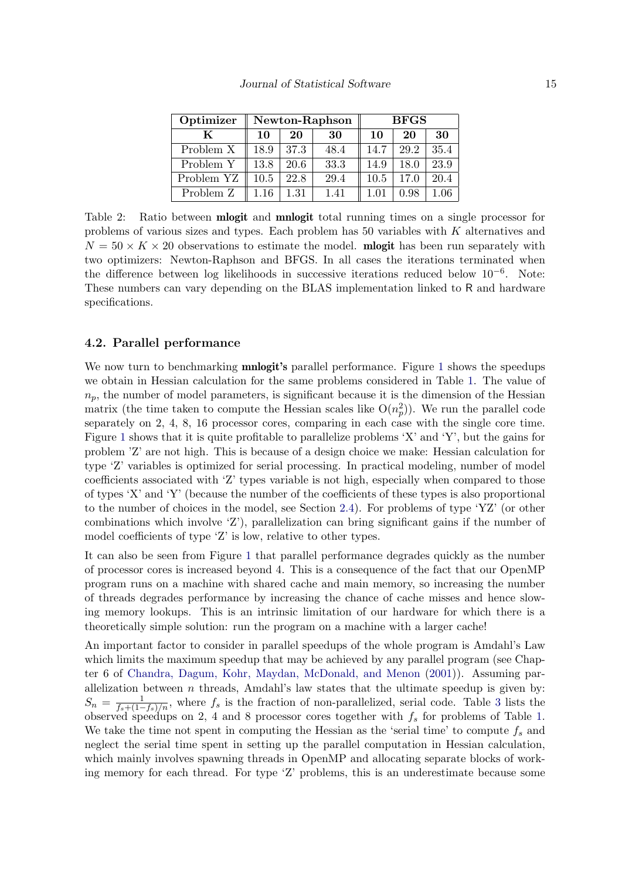| Optimizer | Newton-Raphson | | | BFGS | | |
|---|---|---|---|---|---|---|
| **K** | **10** | **20** | **30** | **10** | **20** | **30** |
| Problem X | 18.9 | 37.3 | 48.4 | 14.7 | 29.2 | 35.4 |
| Problem Y | 13.8 | 20.6 | 33.3 | 14.9 | 18.0 | 23.9 |
| Problem YZ | 10.5 | 22.8 | 29.4 | 10.5 | 17.0 | 20.4 |
| Problem Z | 1.16 | 1.31 | 1.41 | 1.01 | 0.98 | 1.06 |

Table 2: Ratio between **mlogit** and **mnlogit** total running times on a single processor for problems of various sizes and types. Each problem has 50 variables with $K$ alternatives and $N = 50 \times K \times 20$ observations to estimate the model. **mlogit** has been run separately with two optimizers: Newton-Raphson and BFGS. In all cases the iterations terminated when the difference between log likelihoods in successive iterations reduced below $10^{-6}$. Note: These numbers can vary depending on the BLAS implementation linked to R and hardware specifications.

### 4.2. Parallel performance

We now turn to benchmarking **mnlogit's** parallel performance. Figure 1 shows the speedups we obtain in Hessian calculation for the same problems considered in Table 1. The value of $n_p$, the number of model parameters, is significant because it is the dimension of the Hessian matrix (the time taken to compute the Hessian scales like $O(n_p^2)$). We run the parallel code separately on 2, 4, 8, 16 processor cores, comparing in each case with the single core time. Figure 1 shows that it is quite profitable to parallelize problems 'X' and 'Y', but the gains for problem 'Z' are not high. This is because of a design choice we make: Hessian calculation for type 'Z' variables is optimized for serial processing. In practical modeling, number of model coefficients associated with 'Z' types variable is not high, especially when compared to those of types 'X' and 'Y' (because the number of the coefficients of these types is also proportional to the number of choices in the model, see Section 2.4). For problems of type 'YZ' (or other combinations which involve 'Z'), parallelization can bring significant gains if the number of model coefficients of type 'Z' is low, relative to other types.

It can also be seen from Figure 1 that parallel performance degrades quickly as the number of processor cores is increased beyond 4. This is a consequence of the fact that our OpenMP program runs on a machine with shared cache and main memory, so increasing the number of threads degrades performance by increasing the chance of cache misses and hence slowing memory lookups. This is an intrinsic limitation of our hardware for which there is a theoretically simple solution: run the program on a machine with a larger cache!

An important factor to consider in parallel speedups of the whole program is Amdahl's Law which limits the maximum speedup that may be achieved by any parallel program (see Chapter 6 of Chandra, Dagum, Kohr, Maydan, McDonald, and Menon (2001)). Assuming parallelization between $n$ threads, Amdahl's law states that the ultimate speedup is given by: $S_n = \frac{1}{f_s + (1-f_s)/n}$, where $f_s$ is the fraction of non-parallelized, serial code. Table 3 lists the observed speedups on 2, 4 and 8 processor cores together with $f_s$ for problems of Table 1. We take the time not spent in computing the Hessian as the 'serial time' to compute $f_s$ and neglect the serial time spent in setting up the parallel computation in Hessian calculation, which mainly involves spawning threads in OpenMP and allocating separate blocks of working memory for each thread. For type 'Z' problems, this is an underestimate because some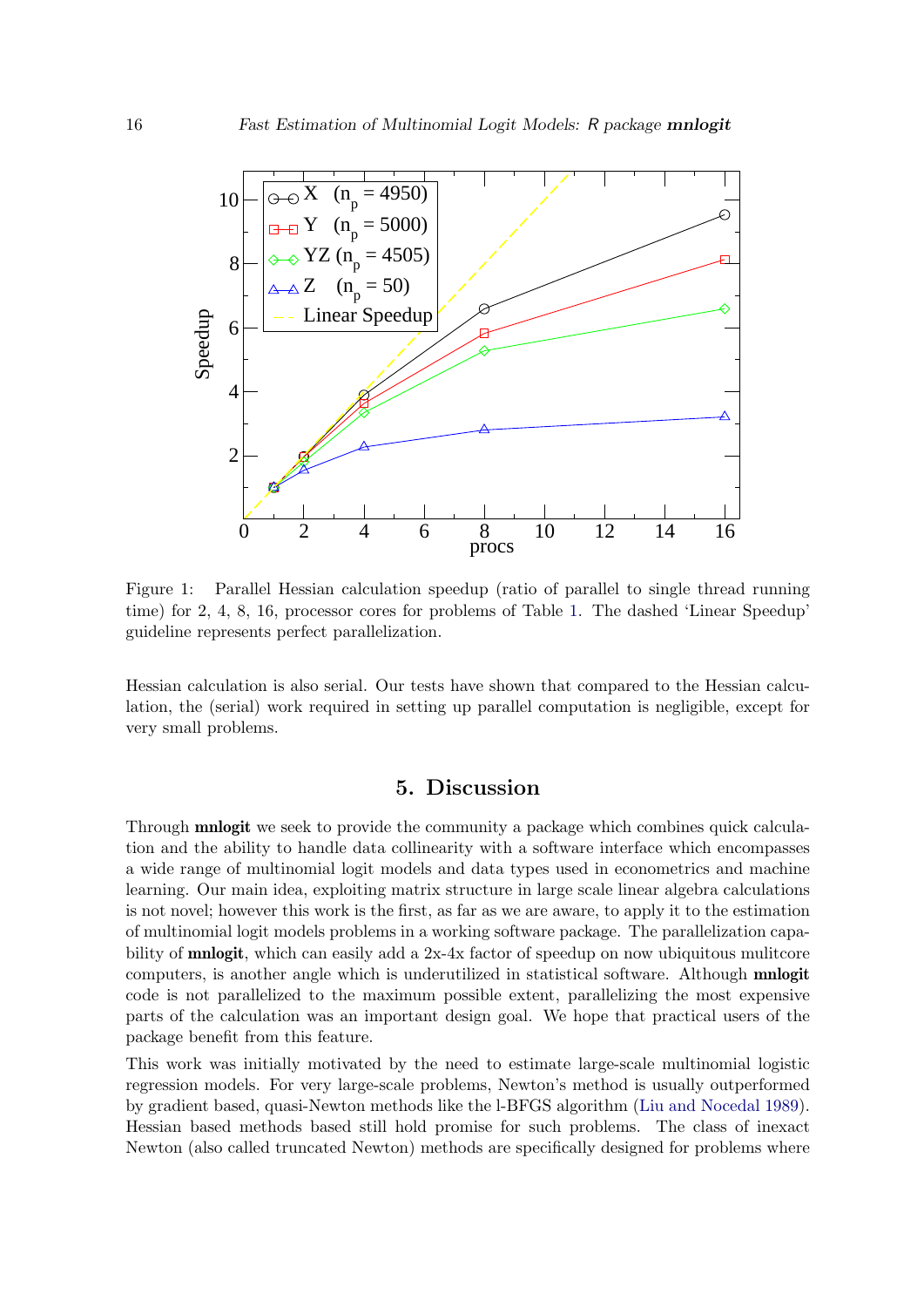Figure 1: Parallel Hessian calculation speedup (ratio of parallel to single thread running time) for 2, 4, 8, 16, processor cores for problems of Table 1. The dashed 'Linear Speedup' guideline represents perfect parallelization.

Hessian calculation is also serial. Our tests have shown that compared to the Hessian calculation, the (serial) work required in setting up parallel computation is negligible, except for very small problems.

## 5. Discussion

Through **mnlogit** we seek to provide the community a package which combines quick calculation and the ability to handle data collinearity with a software interface which encompasses a wide range of multinomial logit models and data types used in econometrics and machine learning. Our main idea, exploiting matrix structure in large scale linear algebra calculations is not novel; however this work is the first, as far as we are aware, to apply it to the estimation of multinomial logit models problems in a working software package. The parallelization capability of **mnlogit**, which can easily add a 2x-4x factor of speedup on now ubiquitous mulitcore computers, is another angle which is underutilized in statistical software. Although **mnlogit** code is not parallelized to the maximum possible extent, parallelizing the most expensive parts of the calculation was an important design goal. We hope that practical users of the package benefit from this feature.

This work was initially motivated by the need to estimate large-scale multinomial logistic regression models. For very large-scale problems, Newton's method is usually outperformed by gradient based, quasi-Newton methods like the l-BFGS algorithm (Liu and Nocedal 1989). Hessian based methods based still hold promise for such problems. The class of inexact Newton (also called truncated Newton) methods are specifically designed for problems where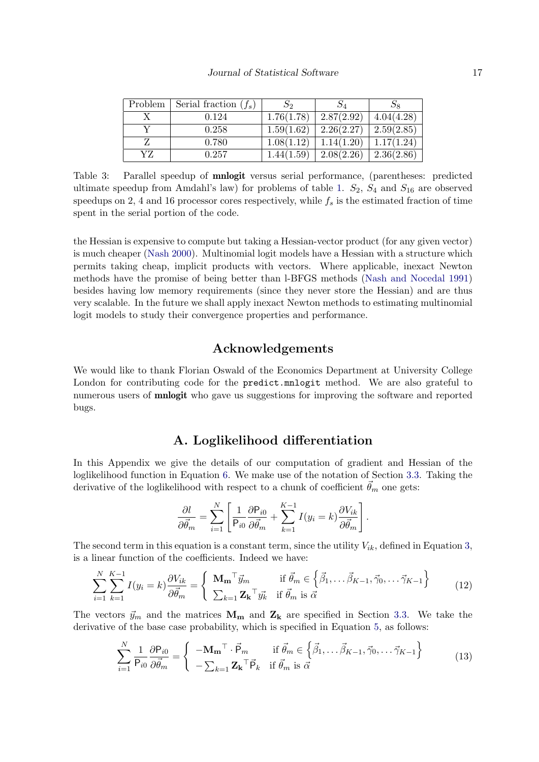| Problem | Serial fraction ($f_s$) | $S_2$ | $S_4$ | $S_8$ |
|---|---|---|---|---|
| X | 0.124 | 1.76(1.78) | 2.87(2.92) | 4.04(4.28) |
| Y | 0.258 | 1.59(1.62) | 2.26(2.27) | 2.59(2.85) |
| Z | 0.780 | 1.08(1.12) | 1.14(1.20) | 1.17(1.24) |
| YZ | 0.257 | 1.44(1.59) | 2.08(2.26) | 2.36(2.86) |

Table 3: Parallel speedup of **mnlogit** versus serial performance, (parentheses: predicted ultimate speedup from Amdahl's law) for problems of table 1. $S_2$, $S_4$ and $S_{16}$ are observed speedups on 2, 4 and 16 processor cores respectively, while $f_s$ is the estimated fraction of time spent in the serial portion of the code.

the Hessian is expensive to compute but taking a Hessian-vector product (for any given vector) is much cheaper (Nash 2000). Multinomial logit models have a Hessian with a structure which permits taking cheap, implicit products with vectors. Where applicable, inexact Newton methods have the promise of being better than l-BFGS methods (Nash and Nocedal 1991) besides having low memory requirements (since they never store the Hessian) and are thus very scalable. In the future we shall apply inexact Newton methods to estimating multinomial logit models to study their convergence properties and performance.

## Acknowledgements

We would like to thank Florian Oswald of the Economics Department at University College London for contributing code for the `predict.mnlogit` method. We are also grateful to numerous users of **mnlogit** who gave us suggestions for improving the software and reported bugs.

## A. Loglikelihood differentiation

In this Appendix we give the details of our computation of gradient and Hessian of the loglikelihood function in Equation 6. We make use of the notation of Section 3.3. Taking the derivative of the loglikelihood with respect to a chunk of coefficient $\vec{\theta}_m$ one gets:

$$\frac{\partial l}{\partial \vec{\theta}_m} = \sum_{i=1}^{N} \left[ \frac{1}{\mathsf{P}_{i0}} \frac{\partial \mathsf{P}_{i0}}{\partial \vec{\theta}_m} + \sum_{k=1}^{K-1} I(y_i = k) \frac{\partial V_{ik}}{\partial \vec{\theta}_m} \right].$$

The second term in this equation is a constant term, since the utility $V_{ik}$, defined in Equation 3, is a linear function of the coefficients. Indeed we have:

$$\sum_{i=1}^{N} \sum_{k=1}^{K-1} I(y_i = k) \frac{\partial V_{ik}}{\partial \vec{\theta}_m} = \begin{cases} \mathbf{M_m}^\top \vec{y}_m & \text{if } \vec{\theta}_m \in \left\{ \vec{\beta}_1, \ldots \vec{\beta}_{K-1}, \vec{\gamma}_0, \ldots \vec{\gamma}_{K-1} \right\} \\ \sum_{k=1} \mathbf{Z_k}^\top \vec{y_k} & \text{if } \vec{\theta}_m \text{ is } \vec{\alpha} \end{cases} \tag{12}$$

The vectors $\vec{y}_m$ and the matrices $\mathbf{M_m}$ and $\mathbf{Z_k}$ are specified in Section 3.3. We take the derivative of the base case probability, which is specified in Equation 5, as follows:

$$\sum_{i=1}^{N} \frac{1}{\mathsf{P}_{i0}} \frac{\partial \mathsf{P}_{i0}}{\partial \vec{\theta}_m} = \begin{cases} -\mathbf{M_m}^\top \cdot \vec{\mathsf{P}}_m & \text{if } \vec{\theta}_m \in \left\{ \vec{\beta}_1, \ldots \vec{\beta}_{K-1}, \vec{\gamma}_0, \ldots \vec{\gamma}_{K-1} \right\} \\ -\sum_{k=1} \mathbf{Z_k}^\top \vec{\mathsf{P}}_k & \text{if } \vec{\theta}_m \text{ is } \vec{\alpha} \end{cases} \tag{13}$$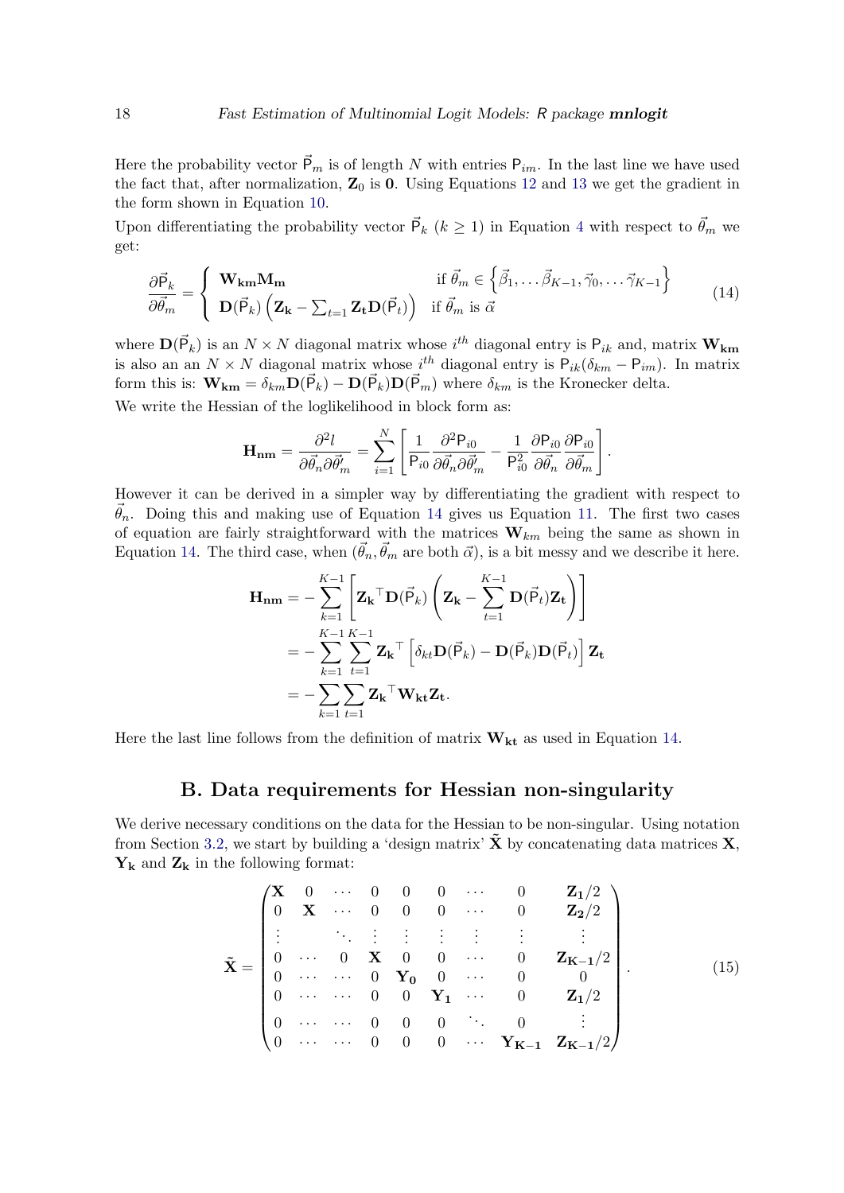Here the probability vector $\vec{\mathsf{P}}_m$ is of length $N$ with entries $\mathsf{P}_{im}$. In the last line we have used the fact that, after normalization, $\mathbf{Z}_0$ is $\mathbf{0}$. Using Equations 12 and 13 we get the gradient in the form shown in Equation 10.

Upon differentiating the probability vector $\vec{\mathsf{P}}_k$ ($k \geq 1$) in Equation 4 with respect to $\vec{\theta}_m$ we get:

$$\frac{\partial \vec{\mathsf{P}}_k}{\partial \vec{\theta}_m} = \begin{cases} \mathbf{W_{km} M_m} & \text{if } \vec{\theta}_m \in \left\{ \vec{\beta}_1, \ldots \vec{\beta}_{K-1}, \vec{\gamma}_0, \ldots \vec{\gamma}_{K-1} \right\} \\ \mathbf{D}(\vec{\mathsf{P}}_k) \left( \mathbf{Z_k} - \sum_{t=1} \mathbf{Z_t D}(\vec{\mathsf{P}}_t) \right) & \text{if } \vec{\theta}_m \text{ is } \vec{\alpha} \end{cases} \tag{14}$$

where $\mathbf{D}(\vec{\mathsf{P}}_k)$ is an $N \times N$ diagonal matrix whose $i^{th}$ diagonal entry is $\mathsf{P}_{ik}$ and, matrix $\mathbf{W_{km}}$ is also an an $N \times N$ diagonal matrix whose $i^{th}$ diagonal entry is $\mathsf{P}_{ik}(\delta_{km} - \mathsf{P}_{im})$. In matrix form this is: $\mathbf{W_{km}} = \delta_{km}\mathbf{D}(\vec{\mathsf{P}}_k) - \mathbf{D}(\vec{\mathsf{P}}_k)\mathbf{D}(\vec{\mathsf{P}}_m)$ where $\delta_{km}$ is the Kronecker delta.

We write the Hessian of the loglikelihood in block form as:

$$\mathbf{H_{nm}} = \frac{\partial^2 l}{\partial \vec{\theta}_n \partial \vec{\theta}_m'} = \sum_{i=1}^{N} \left[ \frac{1}{\mathsf{P}_{i0}} \frac{\partial^2 \mathsf{P}_{i0}}{\partial \vec{\theta}_n \partial \vec{\theta}_m'} - \frac{1}{\mathsf{P}_{i0}^2} \frac{\partial \mathsf{P}_{i0}}{\partial \vec{\theta}_n} \frac{\partial \mathsf{P}_{i0}}{\partial \vec{\theta}_m} \right].$$

However it can be derived in a simpler way by differentiating the gradient with respect to $\vec{\theta}_n$. Doing this and making use of Equation 14 gives us Equation 11. The first two cases of equation are fairly straightforward with the matrices $\mathbf{W}_{km}$ being the same as shown in Equation 14. The third case, when ($\vec{\theta}_n, \vec{\theta}_m$ are both $\vec{\alpha}$), is a bit messy and we describe it here.

$$\begin{aligned}
\mathbf{H_{nm}} &= -\sum_{k=1}^{K-1} \left[ \mathbf{Z_k}^\top \mathbf{D}(\vec{\mathsf{P}}_k) \left( \mathbf{Z_k} - \sum_{t=1}^{K-1} \mathbf{D}(\vec{\mathsf{P}}_t) \mathbf{Z_t} \right) \right] \\
&= -\sum_{k=1}^{K-1} \sum_{t=1}^{K-1} \mathbf{Z_k}^\top \left[ \delta_{kt} \mathbf{D}(\vec{\mathsf{P}}_k) - \mathbf{D}(\vec{\mathsf{P}}_k) \mathbf{D}(\vec{\mathsf{P}}_t) \right] \mathbf{Z_t} \\
&= -\sum_{k=1} \sum_{t=1} \mathbf{Z_k}^\top \mathbf{W_{kt}} \mathbf{Z_t}.
\end{aligned}$$

Here the last line follows from the definition of matrix $\mathbf{W_{kt}}$ as used in Equation 14.

## B. Data requirements for Hessian non-singularity

We derive necessary conditions on the data for the Hessian to be non-singular. Using notation from Section 3.2, we start by building a 'design matrix' $\tilde{\mathbf{X}}$ by concatenating data matrices $\mathbf{X}$, $\mathbf{Y_k}$ and $\mathbf{Z_k}$ in the following format:

$$\tilde{\mathbf{X}} = \begin{pmatrix}
\mathbf{X} & 0 & \cdots & 0 & 0 & 0 & \cdots & 0 & \mathbf{Z_1}/2 \\
0 & \mathbf{X} & \cdots & 0 & 0 & 0 & \cdots & 0 & \mathbf{Z_2}/2 \\
\vdots & & \ddots & \vdots & \vdots & \vdots & \vdots & \vdots & \vdots \\
0 & \cdots & 0 & \mathbf{X} & 0 & 0 & \cdots & 0 & \mathbf{Z_{K-1}}/2 \\
0 & \cdots & \cdots & 0 & \mathbf{Y_0} & 0 & \cdots & 0 & 0 \\
0 & \cdots & \cdots & 0 & 0 & \mathbf{Y_1} & \cdots & 0 & \mathbf{Z_1}/2 \\
0 & \cdots & \cdots & 0 & 0 & 0 & \ddots & 0 & \vdots \\
0 & \cdots & \cdots & 0 & 0 & 0 & \cdots & \mathbf{Y_{K-1}} & \mathbf{Z_{K-1}}/2
\end{pmatrix}. \tag{15}$$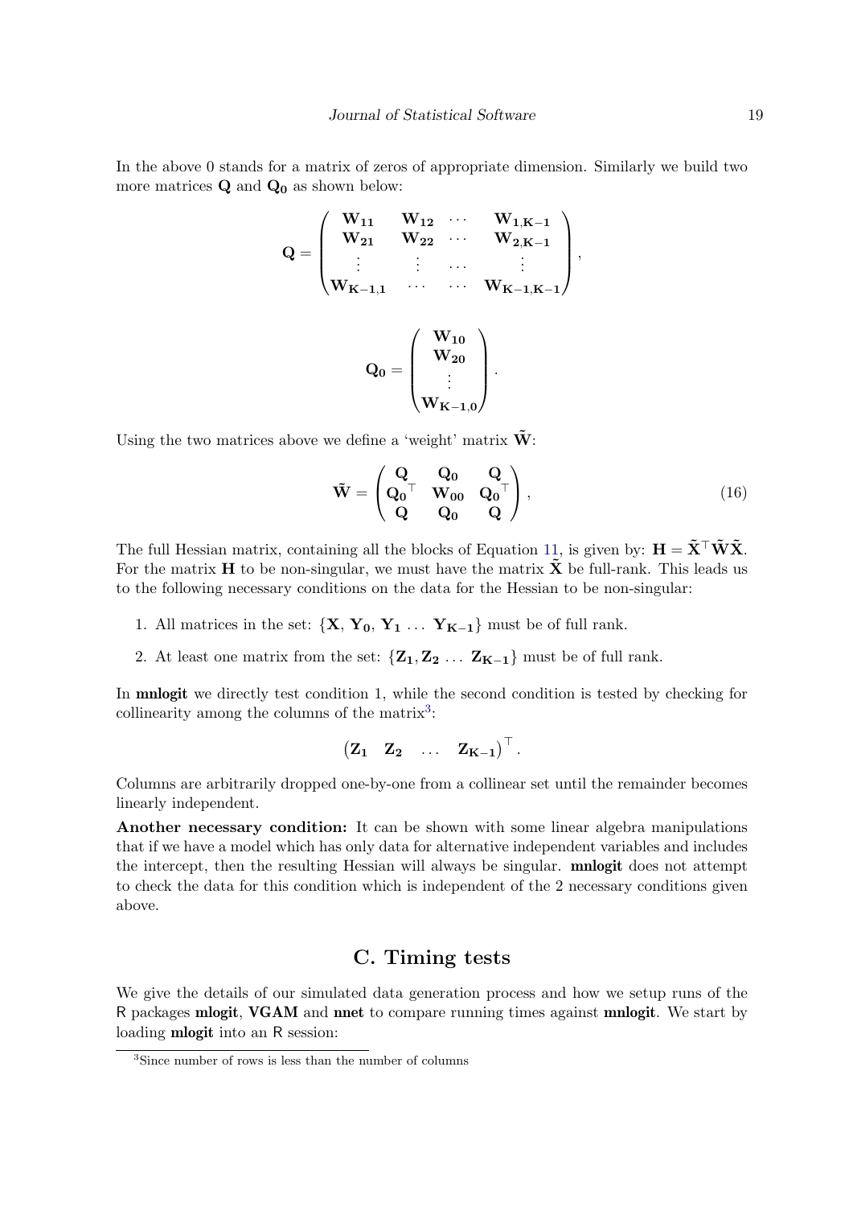In the above 0 stands for a matrix of zeros of appropriate dimension. Similarly we build two more matrices $\mathbf{Q}$ and $\mathbf{Q_0}$ as shown below:

$$
\mathbf{Q} = \begin{pmatrix} \mathbf{W_{11}} & \mathbf{W_{12}} & \cdots & \mathbf{W_{1,K-1}} \\ \mathbf{W_{21}} & \mathbf{W_{22}} & \cdots & \mathbf{W_{2,K-1}} \\ \vdots & \vdots & \cdots & \vdots \\ \mathbf{W_{K-1,1}} & \cdots & \cdots & \mathbf{W_{K-1,K-1}} \end{pmatrix},
$$

$$
\mathbf{Q_0} = \begin{pmatrix} \mathbf{W_{10}} \\ \mathbf{W_{20}} \\ \vdots \\ \mathbf{W_{K-1,0}} \end{pmatrix}.
$$

Using the two matrices above we define a 'weight' matrix $\tilde{\mathbf{W}}$:

$$
\tilde{\mathbf{W}} = \begin{pmatrix} \mathbf{Q} & \mathbf{Q_0} & \mathbf{Q} \\ \mathbf{Q_0}^\top & \mathbf{W_{00}} & \mathbf{Q_0}^\top \\ \mathbf{Q} & \mathbf{Q_0} & \mathbf{Q} \end{pmatrix}, \tag{16}
$$

The full Hessian matrix, containing all the blocks of Equation 11, is given by: $\mathbf{H} = \tilde{\mathbf{X}}^\top \tilde{\mathbf{W}} \tilde{\mathbf{X}}$. For the matrix $\mathbf{H}$ to be non-singular, we must have the matrix $\tilde{\mathbf{X}}$ be full-rank. This leads us to the following necessary conditions on the data for the Hessian to be non-singular:

1. All matrices in the set: $\{\mathbf{X}, \mathbf{Y_0}, \mathbf{Y_1} \ldots \mathbf{Y_{K-1}}\}$ must be of full rank.
2. At least one matrix from the set: $\{\mathbf{Z_1}, \mathbf{Z_2} \ldots \mathbf{Z_{K-1}}\}$ must be of full rank.

In **mnlogit** we directly test condition 1, while the second condition is tested by checking for collinearity among the columns of the matrix[3]:

$$
\begin{pmatrix} \mathbf{Z_1} & \mathbf{Z_2} & \ldots & \mathbf{Z_{K-1}} \end{pmatrix}^\top.
$$

Columns are arbitrarily dropped one-by-one from a collinear set until the remainder becomes linearly independent.

**Another necessary condition:** It can be shown with some linear algebra manipulations that if we have a model which has only data for alternative independent variables and includes the intercept, then the resulting Hessian will always be singular. **mnlogit** does not attempt to check the data for this condition which is independent of the 2 necessary conditions given above.

# C. Timing tests

We give the details of our simulated data generation process and how we setup runs of the R packages **mlogit**, **VGAM** and **nnet** to compare running times against **mnlogit**. We start by loading **mlogit** into an R session:

[3] Since number of rows is less than the number of columns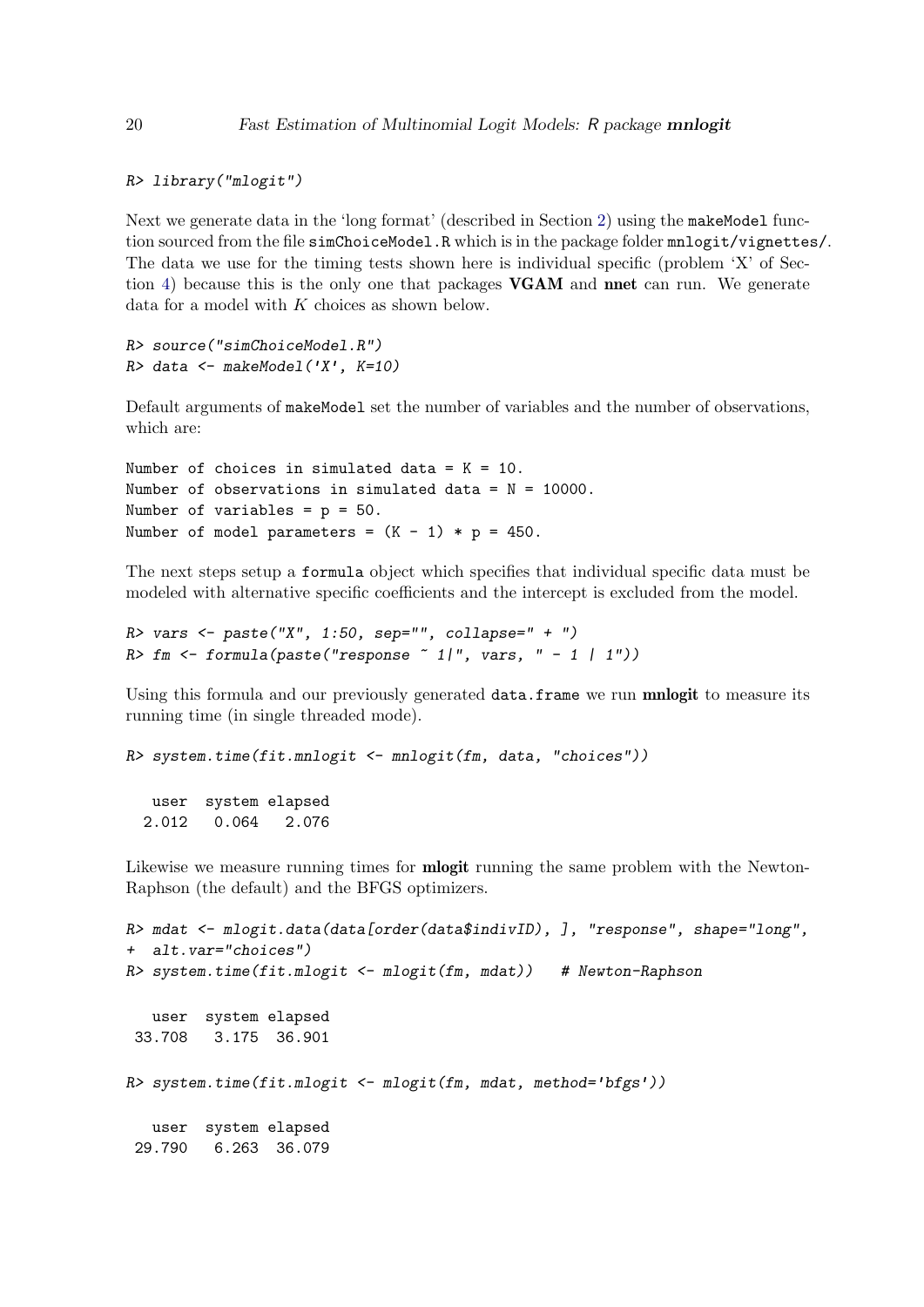```
R> library("mlogit")
```

Next we generate data in the 'long format' (described in Section 2) using the `makeModel` function sourced from the file `simChoiceModel.R` which is in the package folder `mnlogit/vignettes/`. The data we use for the timing tests shown here is individual specific (problem 'X' of Section 4) because this is the only one that packages **VGAM** and **nnet** can run. We generate data for a model with $K$ choices as shown below.

```
R> source("simChoiceModel.R")
R> data <- makeModel('X', K=10)
```

Default arguments of `makeModel` set the number of variables and the number of observations, which are:

```
Number of choices in simulated data = K = 10.
Number of observations in simulated data = N = 10000.
Number of variables = p = 50.
Number of model parameters = (K - 1) * p = 450.
```

The next steps setup a `formula` object which specifies that individual specific data must be modeled with alternative specific coefficients and the intercept is excluded from the model.

```
R> vars <- paste("X", 1:50, sep="", collapse=" + ")
R> fm <- formula(paste("response ~ 1|", vars, " - 1 | 1"))
```

Using this formula and our previously generated `data.frame` we run **mnlogit** to measure its running time (in single threaded mode).

```
R> system.time(fit.mnlogit <- mnlogit(fm, data, "choices"))

   user  system elapsed
  2.012   0.064   2.076
```

Likewise we measure running times for **mlogit** running the same problem with the Newton-Raphson (the default) and the BFGS optimizers.

```
R> mdat <- mlogit.data(data[order(data$indivID), ], "response", shape="long",
+  alt.var="choices")
R> system.time(fit.mlogit <- mlogit(fm, mdat))   # Newton-Raphson

   user  system elapsed
 33.708   3.175  36.901

R> system.time(fit.mlogit <- mlogit(fm, mdat, method='bfgs'))

   user  system elapsed
 29.790   6.263  36.079
```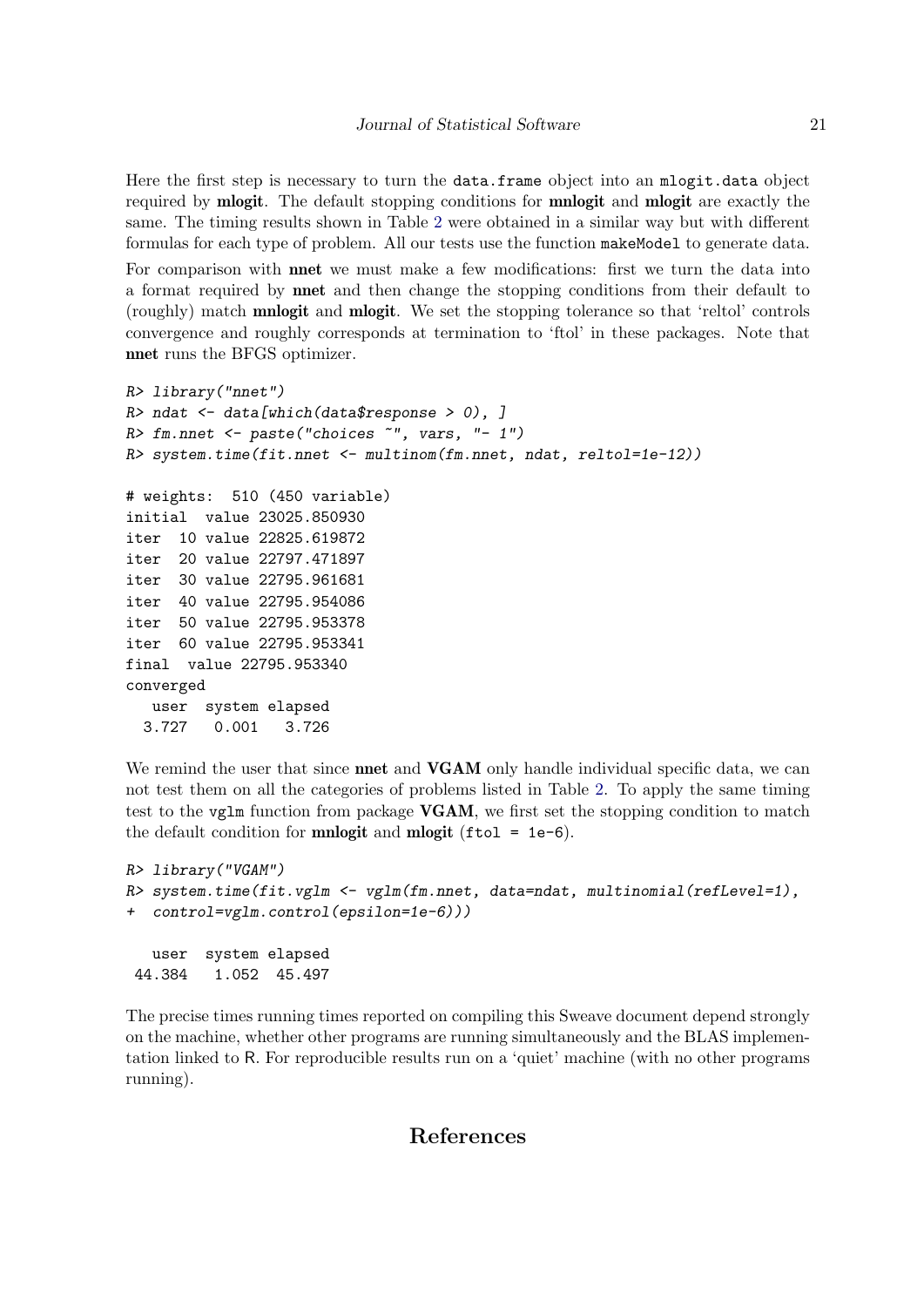Here the first step is necessary to turn the data.frame object into an mlogit.data object required by **mlogit**. The default stopping conditions for **mnlogit** and **mlogit** are exactly the same. The timing results shown in Table 2 were obtained in a similar way but with different formulas for each type of problem. All our tests use the function makeModel to generate data.

For comparison with **nnet** we must make a few modifications: first we turn the data into a format required by **nnet** and then change the stopping conditions from their default to (roughly) match **mnlogit** and **mlogit**. We set the stopping tolerance so that 'reltol' controls convergence and roughly corresponds at termination to 'ftol' in these packages. Note that **nnet** runs the BFGS optimizer.

```
R> library("nnet")
R> ndat <- data[which(data$response > 0), ]
R> fm.nnet <- paste("choices ~", vars, "- 1")
R> system.time(fit.nnet <- multinom(fm.nnet, ndat, reltol=1e-12))

# weights:  510 (450 variable)
initial  value 23025.850930
iter  10 value 22825.619872
iter  20 value 22797.471897
iter  30 value 22795.961681
iter  40 value 22795.954086
iter  50 value 22795.953378
iter  60 value 22795.953341
final  value 22795.953340
converged
   user  system elapsed
  3.727   0.001   3.726
```

We remind the user that since **nnet** and **VGAM** only handle individual specific data, we can not test them on all the categories of problems listed in Table 2. To apply the same timing test to the vglm function from package **VGAM**, we first set the stopping condition to match the default condition for **mnlogit** and **mlogit** (ftol = 1e-6).

```
R> library("VGAM")
R> system.time(fit.vglm <- vglm(fm.nnet, data=ndat, multinomial(refLevel=1),
+  control=vglm.control(epsilon=1e-6)))

   user  system elapsed
 44.384   1.052  45.497
```

The precise times running times reported on compiling this Sweave document depend strongly on the machine, whether other programs are running simultaneously and the BLAS implementation linked to R. For reproducible results run on a 'quiet' machine (with no other programs running).

# References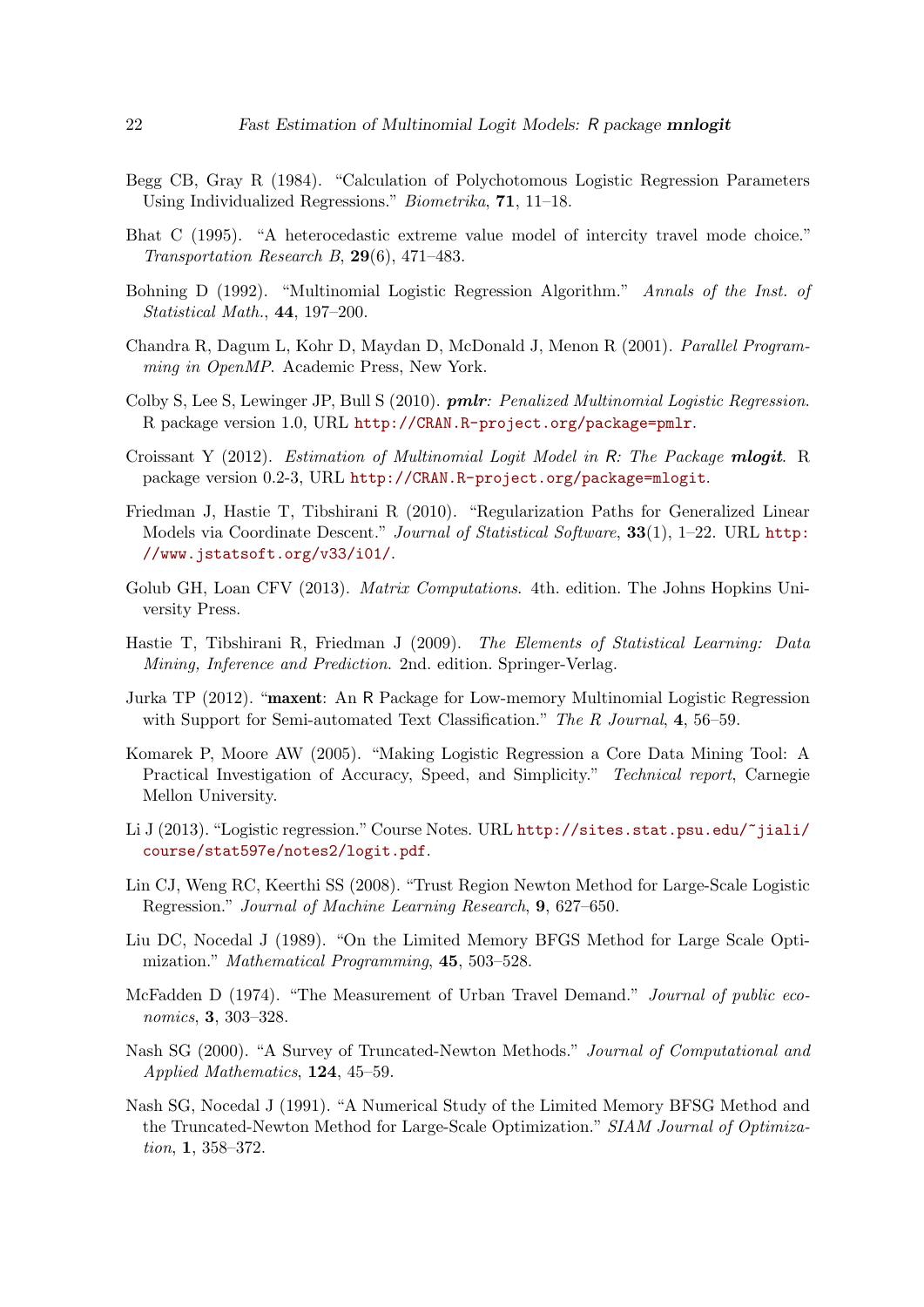Begg CB, Gray R (1984). "Calculation of Polychotomous Logistic Regression Parameters Using Individualized Regressions." *Biometrika*, **71**, 11–18.

Bhat C (1995). "A heterocedastic extreme value model of intercity travel mode choice." *Transportation Research B*, **29**(6), 471–483.

Bohning D (1992). "Multinomial Logistic Regression Algorithm." *Annals of the Inst. of Statistical Math.*, **44**, 197–200.

Chandra R, Dagum L, Kohr D, Maydan D, McDonald J, Menon R (2001). *Parallel Programming in OpenMP*. Academic Press, New York.

Colby S, Lee S, Lewinger JP, Bull S (2010). ***pmlr**: Penalized Multinomial Logistic Regression*. R package version 1.0, URL http://CRAN.R-project.org/package=pmlr.

Croissant Y (2012). *Estimation of Multinomial Logit Model in R: The Package **mlogit***. R package version 0.2-3, URL http://CRAN.R-project.org/package=mlogit.

Friedman J, Hastie T, Tibshirani R (2010). "Regularization Paths for Generalized Linear Models via Coordinate Descent." *Journal of Statistical Software*, **33**(1), 1–22. URL http://www.jstatsoft.org/v33/i01/.

Golub GH, Loan CFV (2013). *Matrix Computations*. 4th. edition. The Johns Hopkins University Press.

Hastie T, Tibshirani R, Friedman J (2009). *The Elements of Statistical Learning: Data Mining, Inference and Prediction*. 2nd. edition. Springer-Verlag.

Jurka TP (2012). "**maxent**: An R Package for Low-memory Multinomial Logistic Regression with Support for Semi-automated Text Classification." *The R Journal*, **4**, 56–59.

Komarek P, Moore AW (2005). "Making Logistic Regression a Core Data Mining Tool: A Practical Investigation of Accuracy, Speed, and Simplicity." *Technical report*, Carnegie Mellon University.

Li J (2013). "Logistic regression." Course Notes. URL http://sites.stat.psu.edu/~jiali/course/stat597e/notes2/logit.pdf.

Lin CJ, Weng RC, Keerthi SS (2008). "Trust Region Newton Method for Large-Scale Logistic Regression." *Journal of Machine Learning Research*, **9**, 627–650.

Liu DC, Nocedal J (1989). "On the Limited Memory BFGS Method for Large Scale Optimization." *Mathematical Programming*, **45**, 503–528.

McFadden D (1974). "The Measurement of Urban Travel Demand." *Journal of public economics*, **3**, 303–328.

Nash SG (2000). "A Survey of Truncated-Newton Methods." *Journal of Computational and Applied Mathematics*, **124**, 45–59.

Nash SG, Nocedal J (1991). "A Numerical Study of the Limited Memory BFSG Method and the Truncated-Newton Method for Large-Scale Optimization." *SIAM Journal of Optimization*, **1**, 358–372.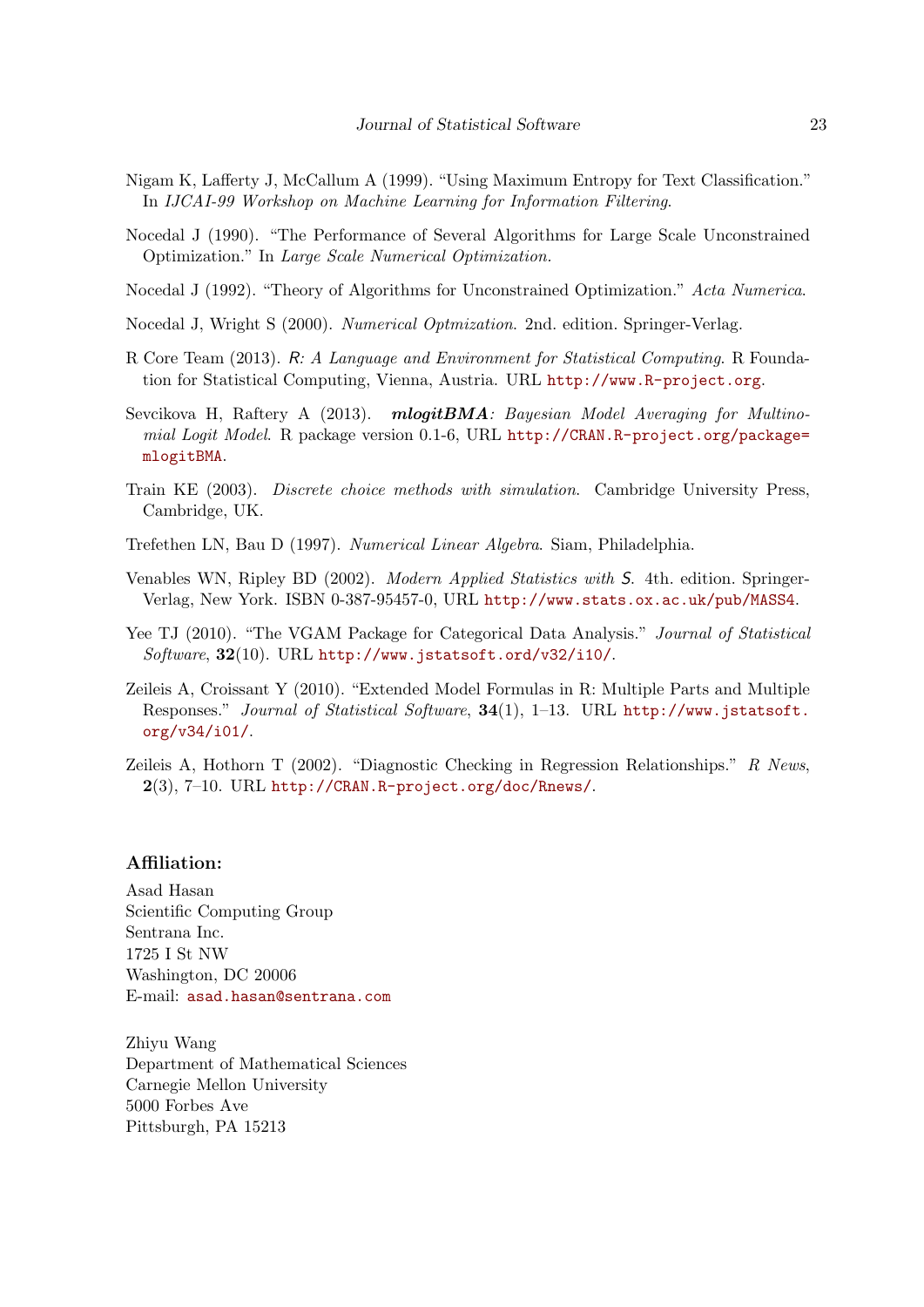Nigam K, Lafferty J, McCallum A (1999). "Using Maximum Entropy for Text Classification." In *IJCAI-99 Workshop on Machine Learning for Information Filtering*.

Nocedal J (1990). "The Performance of Several Algorithms for Large Scale Unconstrained Optimization." In *Large Scale Numerical Optimization*.

Nocedal J (1992). "Theory of Algorithms for Unconstrained Optimization." *Acta Numerica*.

Nocedal J, Wright S (2000). *Numerical Optmization*. 2nd. edition. Springer-Verlag.

R Core Team (2013). *R: A Language and Environment for Statistical Computing*. R Foundation for Statistical Computing, Vienna, Austria. URL http://www.R-project.org.

Sevcikova H, Raftery A (2013). ***mlogitBMA**: Bayesian Model Averaging for Multinomial Logit Model*. R package version 0.1-6, URL http://CRAN.R-project.org/package=mlogitBMA.

Train KE (2003). *Discrete choice methods with simulation*. Cambridge University Press, Cambridge, UK.

Trefethen LN, Bau D (1997). *Numerical Linear Algebra*. Siam, Philadelphia.

Venables WN, Ripley BD (2002). *Modern Applied Statistics with S*. 4th. edition. Springer-Verlag, New York. ISBN 0-387-95457-0, URL http://www.stats.ox.ac.uk/pub/MASS4.

Yee TJ (2010). "The VGAM Package for Categorical Data Analysis." *Journal of Statistical Software*, **32**(10). URL http://www.jstatsoft.ord/v32/i10/.

Zeileis A, Croissant Y (2010). "Extended Model Formulas in R: Multiple Parts and Multiple Responses." *Journal of Statistical Software*, **34**(1), 1–13. URL http://www.jstatsoft.org/v34/i01/.

Zeileis A, Hothorn T (2002). "Diagnostic Checking in Regression Relationships." *R News*, **2**(3), 7–10. URL http://CRAN.R-project.org/doc/Rnews/.

**Affiliation:**

Asad Hasan
Scientific Computing Group
Sentrana Inc.
1725 I St NW
Washington, DC 20006
E-mail: asad.hasan@sentrana.com

Zhiyu Wang
Department of Mathematical Sciences
Carnegie Mellon University
5000 Forbes Ave
Pittsburgh, PA 15213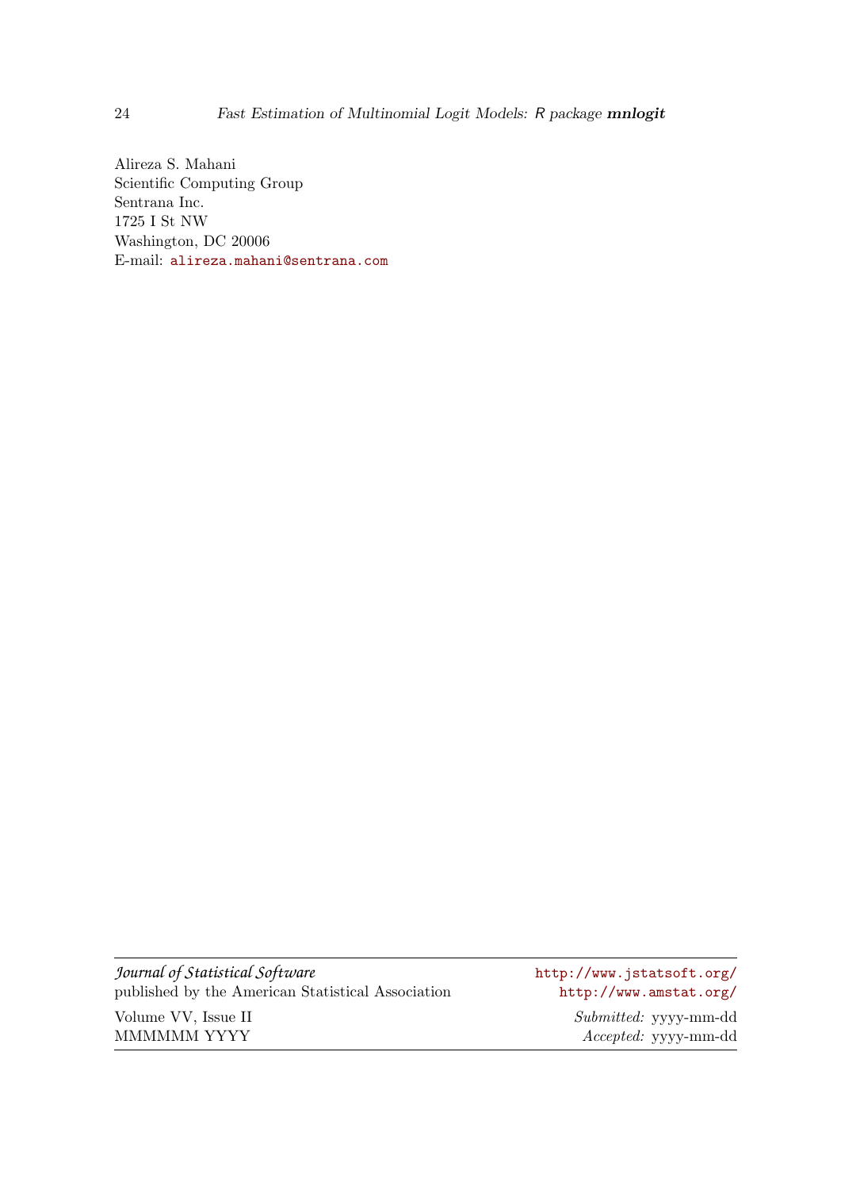Alireza S. Mahani
Scientific Computing Group
Sentrana Inc.
1725 I St NW
Washington, DC 20006
E-mail: alireza.mahani@sentrana.com